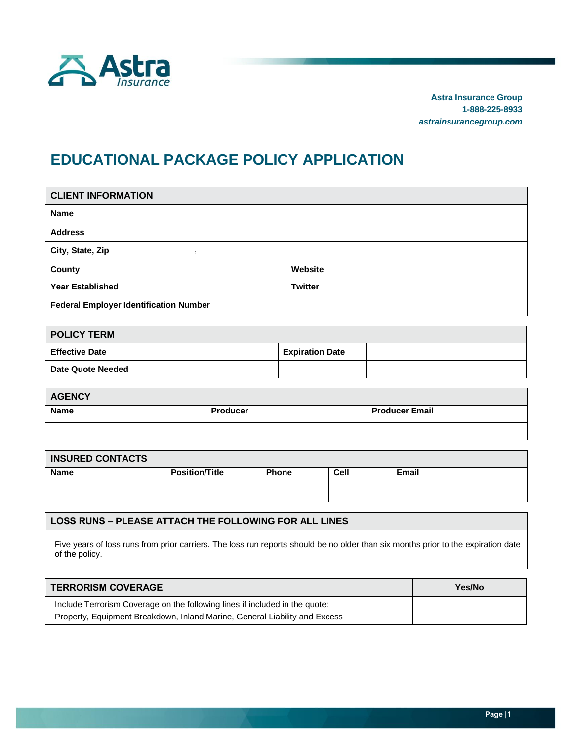Astra Insurance

**Astra Insurance Group**
**1-888-225-8933**
***astrainsurancegroup.com***

# EDUCATIONAL PACKAGE POLICY APPLICATION

| CLIENT INFORMATION | | | |
|---|---|---|---|
| **Name** | | | |
| **Address** | | | |
| **City, State, Zip** | , | | |
| **County** | | **Website** | |
| **Year Established** | | **Twitter** | |
| **Federal Employer Identification Number** | | | |

| POLICY TERM | | | |
|---|---|---|---|
| **Effective Date** | | **Expiration Date** | |
| **Date Quote Needed** | | | |

| AGENCY | | |
|---|---|---|
| **Name** | **Producer** | **Producer Email** |
| | | |

| INSURED CONTACTS | | | | |
|---|---|---|---|---|
| **Name** | **Position/Title** | **Phone** | **Cell** | **Email** |
| | | | | |

| LOSS RUNS – PLEASE ATTACH THE FOLLOWING FOR ALL LINES |
|---|
| Five years of loss runs from prior carriers. The loss run reports should be no older than six months prior to the expiration date of the policy. |

| TERRORISM COVERAGE | Yes/No |
|---|---|
| Include Terrorism Coverage on the following lines if included in the quote: Property, Equipment Breakdown, Inland Marine, General Liability and Excess | |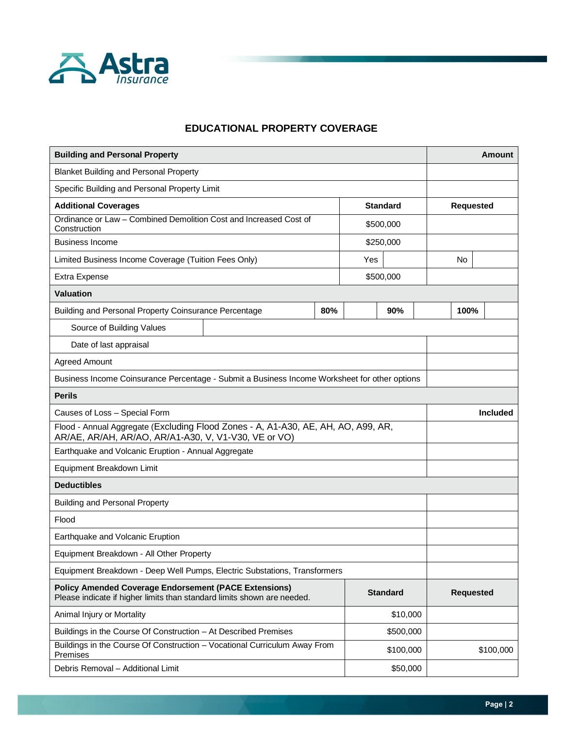## EDUCATIONAL PROPERTY COVERAGE

| **Building and Personal Property** | | | | | | **Amount** |
|---|---|---|---|---|---|---|
| Blanket Building and Personal Property | | | | | | |
| Specific Building and Personal Property Limit | | | | | | |
| **Additional Coverages** | | **Standard** | | | **Requested** | |
| Ordinance or Law – Combined Demolition Cost and Increased Cost of Construction | | $500,000 | | | | |
| Business Income | | $250,000 | | | | |
| Limited Business Income Coverage (Tuition Fees Only) | | Yes | | | No | |
| Extra Expense | | $500,000 | | | | |
| **Valuation** | | | | | | |
| Building and Personal Property Coinsurance Percentage | **80%** | | **90%** | | **100%** | |
| Source of Building Values | | | | | | |
| Date of last appraisal | | | | | | |
| Agreed Amount | | | | | | |
| Business Income Coinsurance Percentage - Submit a Business Income Worksheet for other options | | | | | | |
| **Perils** | | | | | | |
| Causes of Loss – Special Form | | | | | | **Included** |
| Flood - Annual Aggregate (Excluding Flood Zones - A, A1-A30, AE, AH, AO, A99, AR, AR/AE, AR/AH, AR/AO, AR/A1-A30, V, V1-V30, VE or VO) | | | | | | |
| Earthquake and Volcanic Eruption - Annual Aggregate | | | | | | |
| Equipment Breakdown Limit | | | | | | |
| **Deductibles** | | | | | | |
| Building and Personal Property | | | | | | |
| Flood | | | | | | |
| Earthquake and Volcanic Eruption | | | | | | |
| Equipment Breakdown - All Other Property | | | | | | |
| Equipment Breakdown - Deep Well Pumps, Electric Substations, Transformers | | | | | | |
| **Policy Amended Coverage Endorsement (PACE Extensions)** Please indicate if higher limits than standard limits shown are needed. | | **Standard** | | | **Requested** | |
| Animal Injury or Mortality | | $10,000 | | | | |
| Buildings in the Course Of Construction – At Described Premises | | $500,000 | | | | |
| Buildings in the Course Of Construction – Vocational Curriculum Away From Premises | | $100,000 | | | $100,000 | |
| Debris Removal – Additional Limit | | $50,000 | | | | |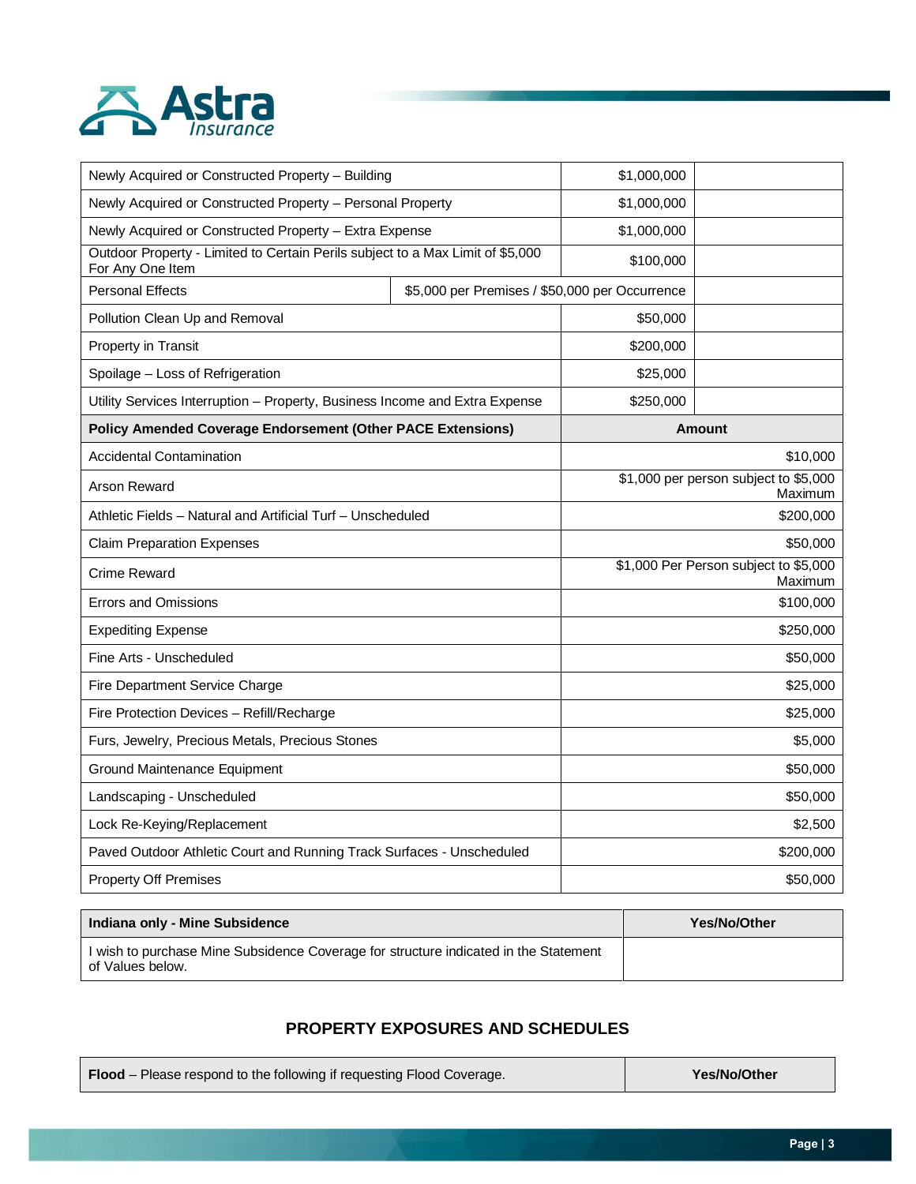| | | |
|---|---|---|
| Newly Acquired or Constructed Property – Building | $1,000,000 | |
| Newly Acquired or Constructed Property – Personal Property | $1,000,000 | |
| Newly Acquired or Constructed Property – Extra Expense | $1,000,000 | |
| Outdoor Property - Limited to Certain Perils subject to a Max Limit of $5,000 For Any One Item | $100,000 | |
| Personal Effects | $5,000 per Premises / $50,000 per Occurrence | |
| Pollution Clean Up and Removal | $50,000 | |
| Property in Transit | $200,000 | |
| Spoilage – Loss of Refrigeration | $25,000 | |
| Utility Services Interruption – Property, Business Income and Extra Expense | $250,000 | |

| **Policy Amended Coverage Endorsement (Other PACE Extensions)** | **Amount** |
|---|---|
| Accidental Contamination | $10,000 |
| Arson Reward | $1,000 per person subject to $5,000 Maximum |
| Athletic Fields – Natural and Artificial Turf – Unscheduled | $200,000 |
| Claim Preparation Expenses | $50,000 |
| Crime Reward | $1,000 Per Person subject to $5,000 Maximum |
| Errors and Omissions | $100,000 |
| Expediting Expense | $250,000 |
| Fine Arts - Unscheduled | $50,000 |
| Fire Department Service Charge | $25,000 |
| Fire Protection Devices – Refill/Recharge | $25,000 |
| Furs, Jewelry, Precious Metals, Precious Stones | $5,000 |
| Ground Maintenance Equipment | $50,000 |
| Landscaping - Unscheduled | $50,000 |
| Lock Re-Keying/Replacement | $2,500 |
| Paved Outdoor Athletic Court and Running Track Surfaces - Unscheduled | $200,000 |
| Property Off Premises | $50,000 |

| **Indiana only - Mine Subsidence** | **Yes/No/Other** |
|---|---|
| I wish to purchase Mine Subsidence Coverage for structure indicated in the Statement of Values below. | |

## PROPERTY EXPOSURES AND SCHEDULES

| **Flood** – Please respond to the following if requesting Flood Coverage. | **Yes/No/Other** |
|---|---|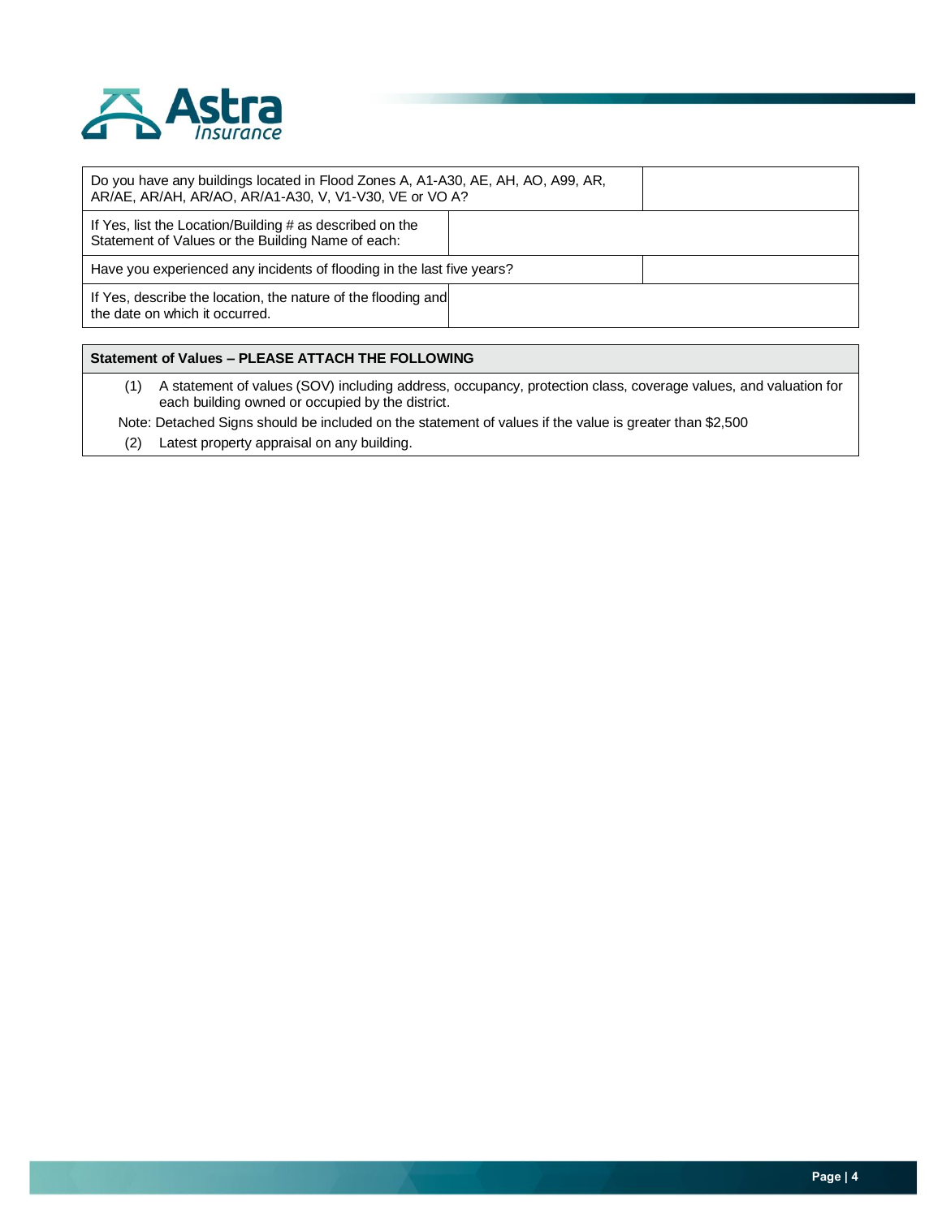| Do you have any buildings located in Flood Zones A, A1-A30, AE, AH, AO, A99, AR, AR/AE, AR/AH, AR/AO, AR/A1-A30, V, V1-V30, VE or VO A? | |
|---|---|
| If Yes, list the Location/Building # as described on the Statement of Values or the Building Name of each: | |
| Have you experienced any incidents of flooding in the last five years? | |
| If Yes, describe the location, the nature of the flooding and the date on which it occurred. | |

**Statement of Values – PLEASE ATTACH THE FOLLOWING**

(1) A statement of values (SOV) including address, occupancy, protection class, coverage values, and valuation for each building owned or occupied by the district.

Note: Detached Signs should be included on the statement of values if the value is greater than $2,500

(2) Latest property appraisal on any building.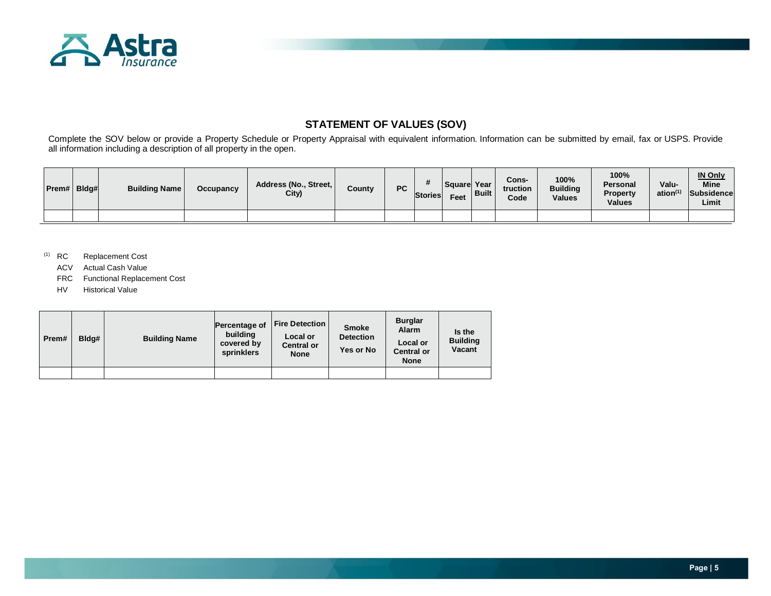## STATEMENT OF VALUES (SOV)

Complete the SOV below or provide a Property Schedule or Property Appraisal with equivalent information. Information can be submitted by email, fax or USPS. Provide all information including a description of all property in the open.

| Prem# | Bldg# | Building Name | Occupancy | Address (No., Street, City) | County | PC | # Stories | Square Feet | Year Built | Cons-truction Code | 100% Building Values | 100% Personal Property Values | Valu-ation[1] | IN Only Mine Subsidence Limit |
|---|---|---|---|---|---|---|---|---|---|---|---|---|---|---|
| | | | | | | | | | | | | | | |

[1] RC Replacement Cost
ACV Actual Cash Value
FRC Functional Replacement Cost
HV Historical Value

| Prem# | Bldg# | Building Name | Percentage of building covered by sprinklers | Fire Detection Local or Central or None | Smoke Detection Yes or No | Burglar Alarm Local or Central or None | Is the Building Vacant |
|---|---|---|---|---|---|---|---|
| | | | | | | | |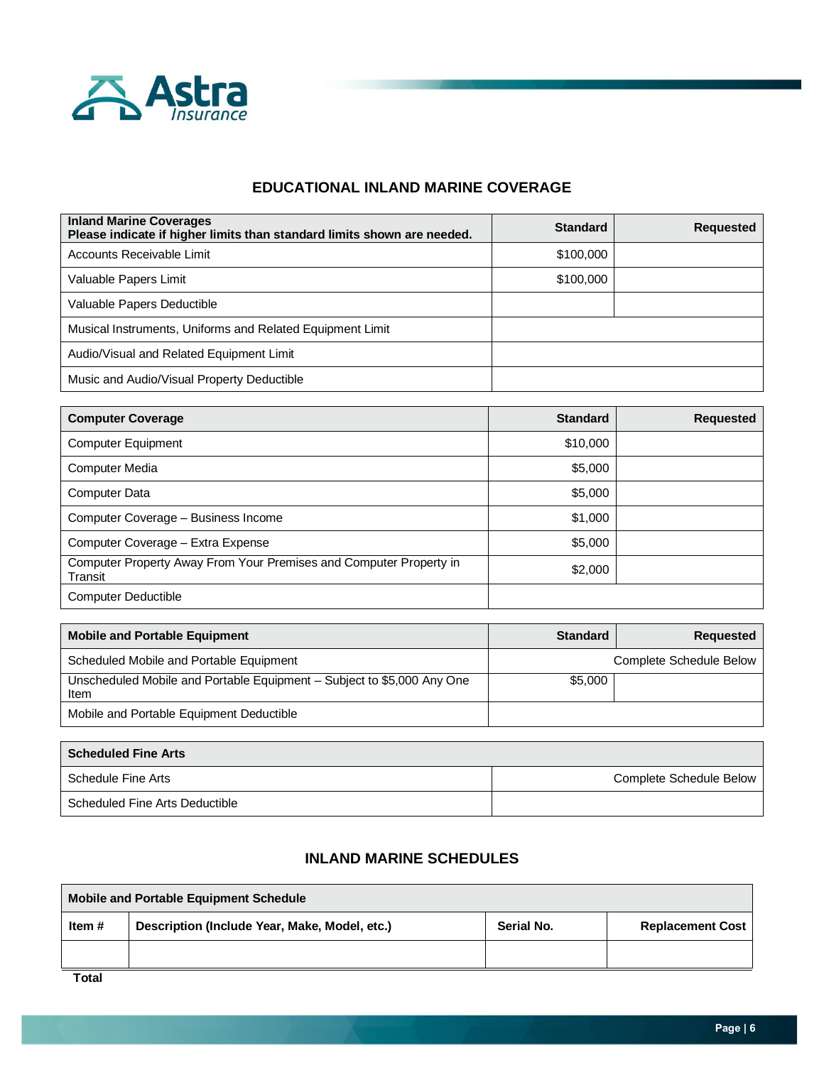## EDUCATIONAL INLAND MARINE COVERAGE

| Inland Marine Coverages<br>Please indicate if higher limits than standard limits shown are needed. | Standard | Requested |
|---|---|---|
| Accounts Receivable Limit | $100,000 | |
| Valuable Papers Limit | $100,000 | |
| Valuable Papers Deductible | | |
| Musical Instruments, Uniforms and Related Equipment Limit | | |
| Audio/Visual and Related Equipment Limit | | |
| Music and Audio/Visual Property Deductible | | |

| Computer Coverage | Standard | Requested |
|---|---|---|
| Computer Equipment | $10,000 | |
| Computer Media | $5,000 | |
| Computer Data | $5,000 | |
| Computer Coverage – Business Income | $1,000 | |
| Computer Coverage – Extra Expense | $5,000 | |
| Computer Property Away From Your Premises and Computer Property in Transit | $2,000 | |
| Computer Deductible | | |

| Mobile and Portable Equipment | Standard | Requested |
|---|---|---|
| Scheduled Mobile and Portable Equipment | Complete Schedule Below | |
| Unscheduled Mobile and Portable Equipment – Subject to $5,000 Any One Item | $5,000 | |
| Mobile and Portable Equipment Deductible | | |

| Scheduled Fine Arts | |
|---|---|
| Schedule Fine Arts | Complete Schedule Below |
| Scheduled Fine Arts Deductible | |

## INLAND MARINE SCHEDULES

| Mobile and Portable Equipment Schedule | | | |
|---|---|---|---|
| Item # | Description (Include Year, Make, Model, etc.) | Serial No. | Replacement Cost |
| | | | |
| Total | | | |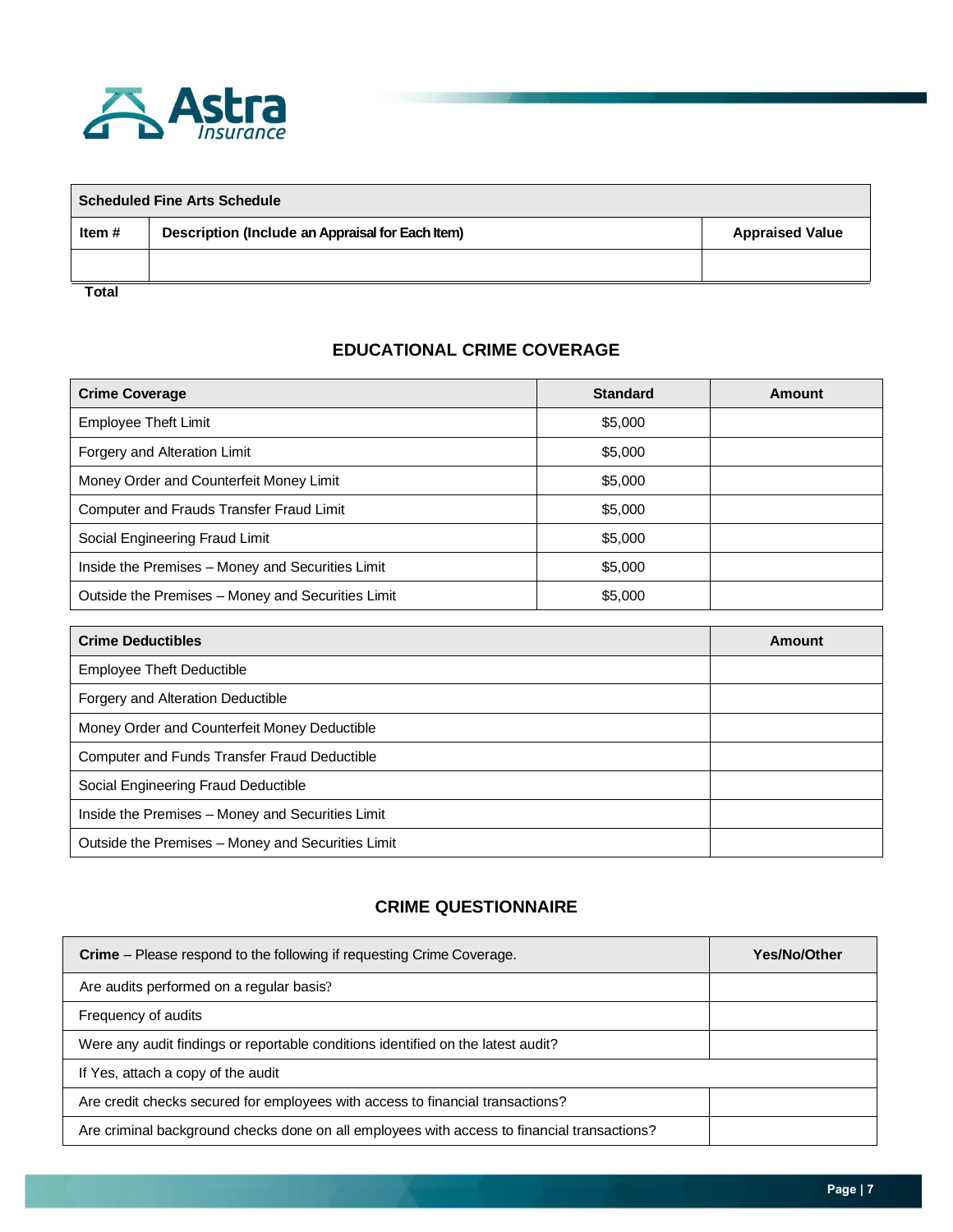| Scheduled Fine Arts Schedule | | |
|---|---|---|
| **Item #** | **Description (Include an Appraisal for Each Item)** | **Appraised Value** |
| | | |
| **Total** | | |

## EDUCATIONAL CRIME COVERAGE

| Crime Coverage | Standard | Amount |
|---|---|---|
| Employee Theft Limit | $5,000 | |
| Forgery and Alteration Limit | $5,000 | |
| Money Order and Counterfeit Money Limit | $5,000 | |
| Computer and Frauds Transfer Fraud Limit | $5,000 | |
| Social Engineering Fraud Limit | $5,000 | |
| Inside the Premises – Money and Securities Limit | $5,000 | |
| Outside the Premises – Money and Securities Limit | $5,000 | |

| Crime Deductibles | Amount |
|---|---|
| Employee Theft Deductible | |
| Forgery and Alteration Deductible | |
| Money Order and Counterfeit Money Deductible | |
| Computer and Funds Transfer Fraud Deductible | |
| Social Engineering Fraud Deductible | |
| Inside the Premises – Money and Securities Limit | |
| Outside the Premises – Money and Securities Limit | |

## CRIME QUESTIONNAIRE

| **Crime** – Please respond to the following if requesting Crime Coverage. | Yes/No/Other |
|---|---|
| Are audits performed on a regular basis? | |
| Frequency of audits | |
| Were any audit findings or reportable conditions identified on the latest audit? | |
| If Yes, attach a copy of the audit | |
| Are credit checks secured for employees with access to financial transactions? | |
| Are criminal background checks done on all employees with access to financial transactions? | |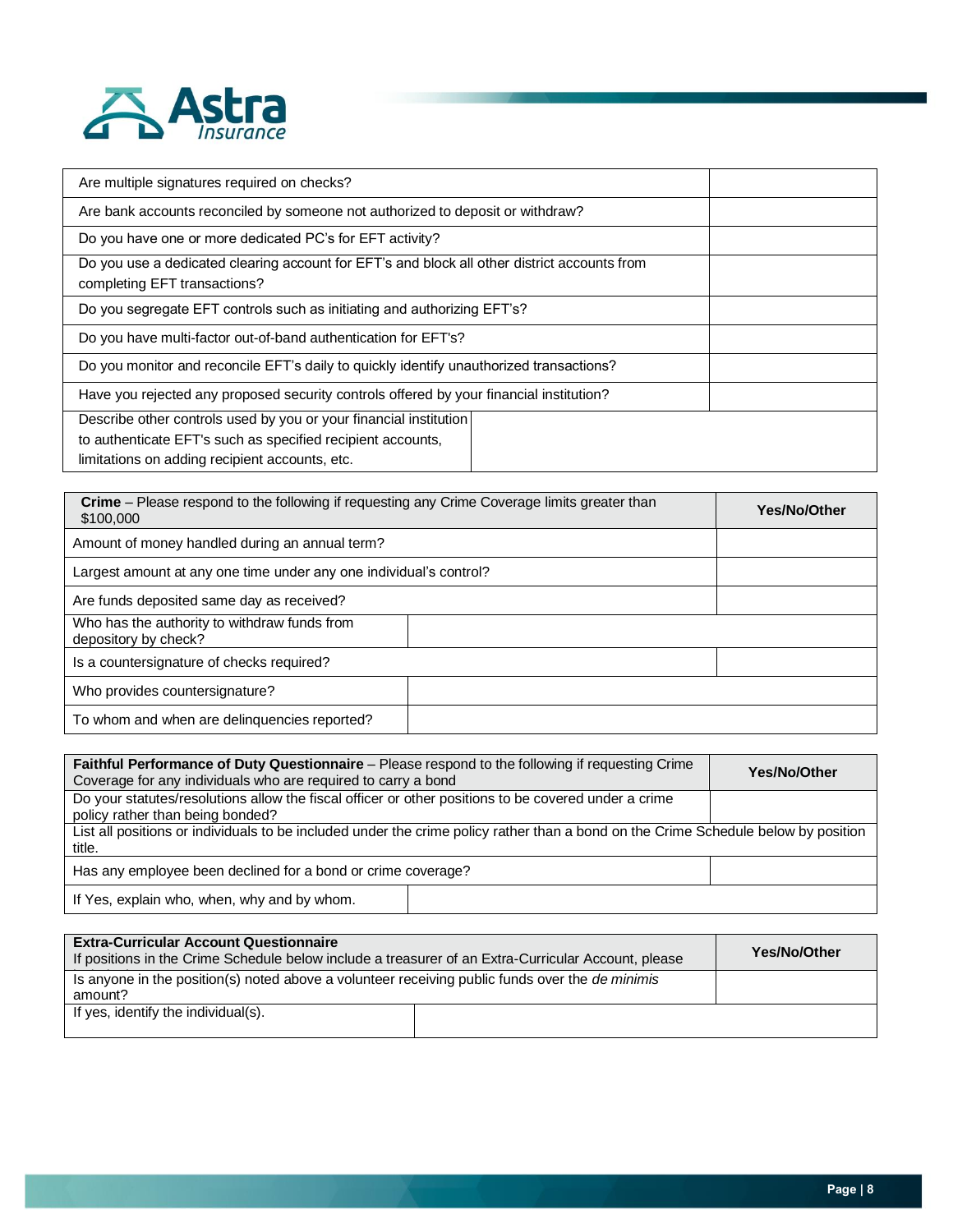| | |
|---|---|
| Are multiple signatures required on checks? | |
| Are bank accounts reconciled by someone not authorized to deposit or withdraw? | |
| Do you have one or more dedicated PC's for EFT activity? | |
| Do you use a dedicated clearing account for EFT's and block all other district accounts from completing EFT transactions? | |
| Do you segregate EFT controls such as initiating and authorizing EFT's? | |
| Do you have multi-factor out-of-band authentication for EFT's? | |
| Do you monitor and reconcile EFT's daily to quickly identify unauthorized transactions? | |
| Have you rejected any proposed security controls offered by your financial institution? | |
| Describe other controls used by you or your financial institution to authenticate EFT's such as specified recipient accounts, limitations on adding recipient accounts, etc. | |

| **Crime** – Please respond to the following if requesting any Crime Coverage limits greater than $100,000 | **Yes/No/Other** |
|---|---|
| Amount of money handled during an annual term? | |
| Largest amount at any one time under any one individual's control? | |
| Are funds deposited same day as received? | |
| Who has the authority to withdraw funds from depository by check? | |
| Is a countersignature of checks required? | |
| Who provides countersignature? | |
| To whom and when are delinquencies reported? | |

| **Faithful Performance of Duty Questionnaire** – Please respond to the following if requesting Crime Coverage for any individuals who are required to carry a bond | **Yes/No/Other** |
|---|---|
| Do your statutes/resolutions allow the fiscal officer or other positions to be covered under a crime policy rather than being bonded? | |
| List all positions or individuals to be included under the crime policy rather than a bond on the Crime Schedule below by position title. | |
| Has any employee been declined for a bond or crime coverage? | |
| If Yes, explain who, when, why and by whom. | |

| **Extra-Curricular Account Questionnaire** If positions in the Crime Schedule below include a treasurer of an Extra-Curricular Account, please | **Yes/No/Other** |
|---|---|
| Is anyone in the position(s) noted above a volunteer receiving public funds over the *de minimis* amount? | |
| If yes, identify the individual(s). | |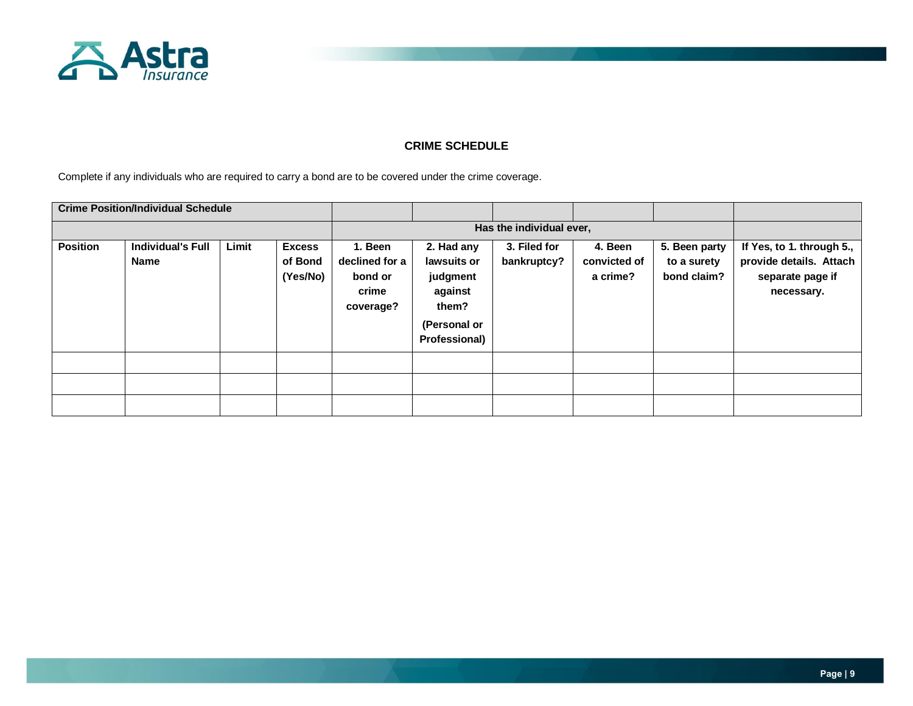## CRIME SCHEDULE

Complete if any individuals who are required to carry a bond are to be covered under the crime coverage.

| Crime Position/Individual Schedule | | | | | | | | | |
|---|---|---|---|---|---|---|---|---|---|
| | | | | Has the individual ever, | | | | | |
| **Position** | **Individual's Full Name** | **Limit** | **Excess of Bond (Yes/No)** | **1. Been declined for a bond or crime coverage?** | **2. Had any lawsuits or judgment against them? (Personal or Professional)** | **3. Filed for bankruptcy?** | **4. Been convicted of a crime?** | **5. Been party to a surety bond claim?** | **If Yes, to 1. through 5., provide details. Attach separate page if necessary.** |
| | | | | | | | | | |
| | | | | | | | | | |
| | | | | | | | | | |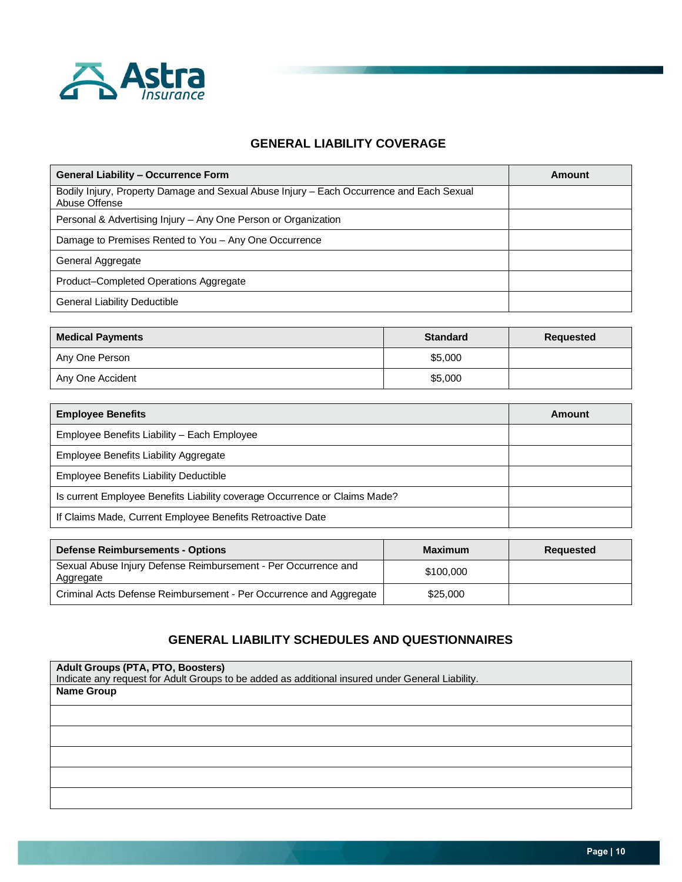## GENERAL LIABILITY COVERAGE

| General Liability – Occurrence Form | Amount |
|---|---|
| Bodily Injury, Property Damage and Sexual Abuse Injury – Each Occurrence and Each Sexual Abuse Offense | |
| Personal & Advertising Injury – Any One Person or Organization | |
| Damage to Premises Rented to You – Any One Occurrence | |
| General Aggregate | |
| Product–Completed Operations Aggregate | |
| General Liability Deductible | |

| Medical Payments | Standard | Requested |
|---|---|---|
| Any One Person | $5,000 | |
| Any One Accident | $5,000 | |

| Employee Benefits | Amount |
|---|---|
| Employee Benefits Liability – Each Employee | |
| Employee Benefits Liability Aggregate | |
| Employee Benefits Liability Deductible | |
| Is current Employee Benefits Liability coverage Occurrence or Claims Made? | |
| If Claims Made, Current Employee Benefits Retroactive Date | |

| Defense Reimbursements - Options | Maximum | Requested |
|---|---|---|
| Sexual Abuse Injury Defense Reimbursement - Per Occurrence and Aggregate | $100,000 | |
| Criminal Acts Defense Reimbursement - Per Occurrence and Aggregate | $25,000 | |

## GENERAL LIABILITY SCHEDULES AND QUESTIONNAIRES

| Adult Groups (PTA, PTO, Boosters)<br>Indicate any request for Adult Groups to be added as additional insured under General Liability. |
|---|
| **Name Group** |
| |
| |
| |
| |
| |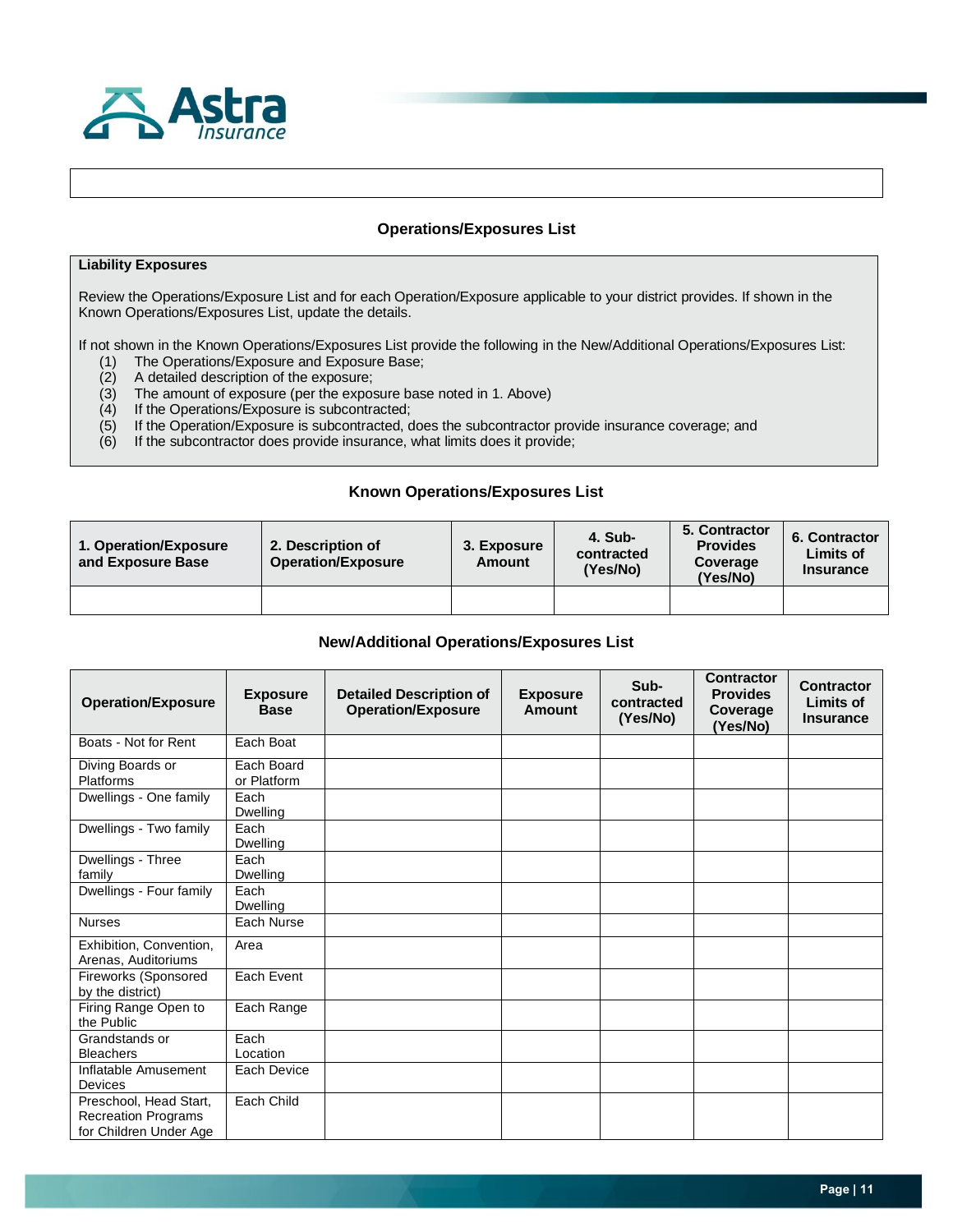## Operations/Exposures List

**Liability Exposures**

Review the Operations/Exposure List and for each Operation/Exposure applicable to your district provides. If shown in the Known Operations/Exposures List, update the details.

If not shown in the Known Operations/Exposures List provide the following in the New/Additional Operations/Exposures List:

(1) The Operations/Exposure and Exposure Base;
(2) A detailed description of the exposure;
(3) The amount of exposure (per the exposure base noted in 1. Above)
(4) If the Operations/Exposure is subcontracted;
(5) If the Operation/Exposure is subcontracted, does the subcontractor provide insurance coverage; and
(6) If the subcontractor does provide insurance, what limits does it provide;

### Known Operations/Exposures List

| 1. Operation/Exposure and Exposure Base | 2. Description of Operation/Exposure | 3. Exposure Amount | 4. Sub-contracted (Yes/No) | 5. Contractor Provides Coverage (Yes/No) | 6. Contractor Limits of Insurance |
|---|---|---|---|---|---|
| | | | | | |

### New/Additional Operations/Exposures List

| Operation/Exposure | Exposure Base | Detailed Description of Operation/Exposure | Exposure Amount | Sub-contracted (Yes/No) | Contractor Provides Coverage (Yes/No) | Contractor Limits of Insurance |
|---|---|---|---|---|---|---|
| Boats - Not for Rent | Each Boat | | | | | |
| Diving Boards or Platforms | Each Board or Platform | | | | | |
| Dwellings - One family | Each Dwelling | | | | | |
| Dwellings - Two family | Each Dwelling | | | | | |
| Dwellings - Three family | Each Dwelling | | | | | |
| Dwellings - Four family | Each Dwelling | | | | | |
| Nurses | Each Nurse | | | | | |
| Exhibition, Convention, Arenas, Auditoriums | Area | | | | | |
| Fireworks (Sponsored by the district) | Each Event | | | | | |
| Firing Range Open to the Public | Each Range | | | | | |
| Grandstands or Bleachers | Each Location | | | | | |
| Inflatable Amusement Devices | Each Device | | | | | |
| Preschool, Head Start, Recreation Programs for Children Under Age | Each Child | | | | | |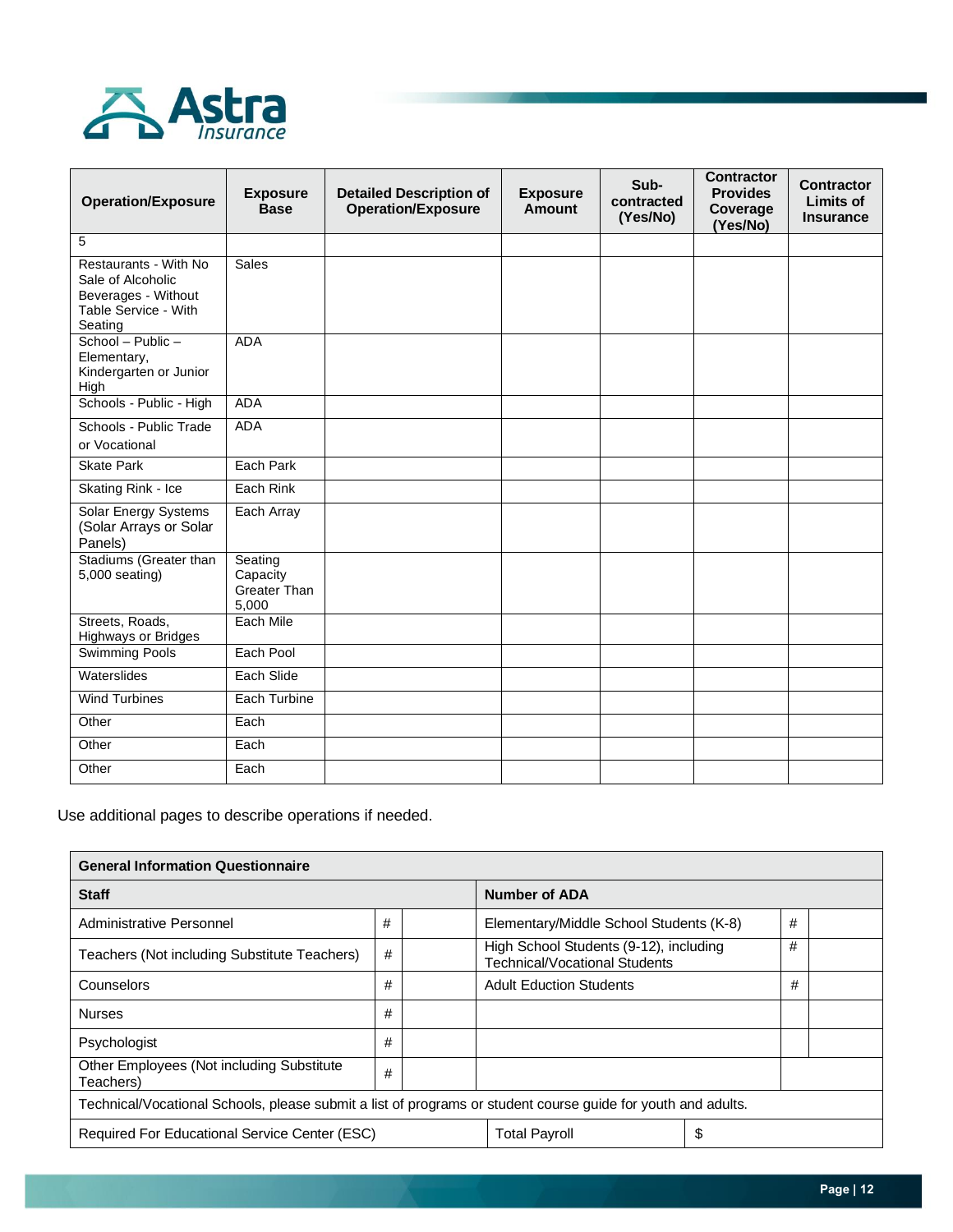| Operation/Exposure | Exposure Base | Detailed Description of Operation/Exposure | Exposure Amount | Sub-contracted (Yes/No) | Contractor Provides Coverage (Yes/No) | Contractor Limits of Insurance |
|---|---|---|---|---|---|---|
| 5 | | | | | | |
| Restaurants - With No Sale of Alcoholic Beverages - Without Table Service - With Seating | Sales | | | | | |
| School – Public – Elementary, Kindergarten or Junior High | ADA | | | | | |
| Schools - Public - High | ADA | | | | | |
| Schools - Public Trade or Vocational | ADA | | | | | |
| Skate Park | Each Park | | | | | |
| Skating Rink - Ice | Each Rink | | | | | |
| Solar Energy Systems (Solar Arrays or Solar Panels) | Each Array | | | | | |
| Stadiums (Greater than 5,000 seating) | Seating Capacity Greater Than 5,000 | | | | | |
| Streets, Roads, Highways or Bridges | Each Mile | | | | | |
| Swimming Pools | Each Pool | | | | | |
| Waterslides | Each Slide | | | | | |
| Wind Turbines | Each Turbine | | | | | |
| Other | Each | | | | | |
| Other | Each | | | | | |
| Other | Each | | | | | |

Use additional pages to describe operations if needed.

| General Information Questionnaire | | | | | |
|---|---|---|---|---|---|
| **Staff** | | | **Number of ADA** | | |
| Administrative Personnel | # | | Elementary/Middle School Students (K-8) | # | |
| Teachers (Not including Substitute Teachers) | # | | High School Students (9-12), including Technical/Vocational Students | # | |
| Counselors | # | | Adult Eduction Students | # | |
| Nurses | # | | | | |
| Psychologist | # | | | | |
| Other Employees (Not including Substitute Teachers) | # | | | | |
| Technical/Vocational Schools, please submit a list of programs or student course guide for youth and adults. | | | | | |
| Required For Educational Service Center (ESC) | | | Total Payroll | $ | |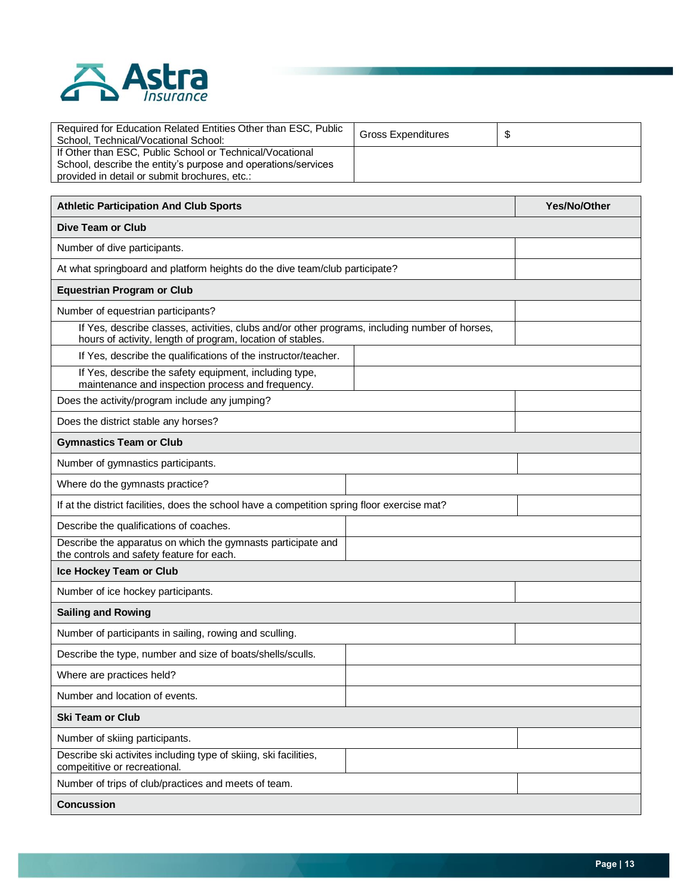| Required for Education Related Entities Other than ESC, Public School, Technical/Vocational School: | Gross Expenditures | $ |
|---|---|---|
| If Other than ESC, Public School or Technical/Vocational School, describe the entity's purpose and operations/services provided in detail or submit brochures, etc.: | | |

| Athletic Participation And Club Sports | Yes/No/Other |
|---|---|
| **Dive Team or Club** | |
| Number of dive participants. | |
| At what springboard and platform heights do the dive team/club participate? | |
| **Equestrian Program or Club** | |
| Number of equestrian participants? | |
| If Yes, describe classes, activities, clubs and/or other programs, including number of horses, hours of activity, length of program, location of stables. | |
| If Yes, describe the qualifications of the instructor/teacher. | |
| If Yes, describe the safety equipment, including type, maintenance and inspection process and frequency. | |
| Does the activity/program include any jumping? | |
| Does the district stable any horses? | |
| **Gymnastics Team or Club** | |
| Number of gymnastics participants. | |
| Where do the gymnasts practice? | |
| If at the district facilities, does the school have a competition spring floor exercise mat? | |
| Describe the qualifications of coaches. | |
| Describe the apparatus on which the gymnasts participate and the controls and safety feature for each. | |
| **Ice Hockey Team or Club** | |
| Number of ice hockey participants. | |
| **Sailing and Rowing** | |
| Number of participants in sailing, rowing and sculling. | |
| Describe the type, number and size of boats/shells/sculls. | |
| Where are practices held? | |
| Number and location of events. | |
| **Ski Team or Club** | |
| Number of skiing participants. | |
| Describe ski activites including type of skiing, ski facilities, compeititive or recreational. | |
| Number of trips of club/practices and meets of team. | |
| **Concussion** | |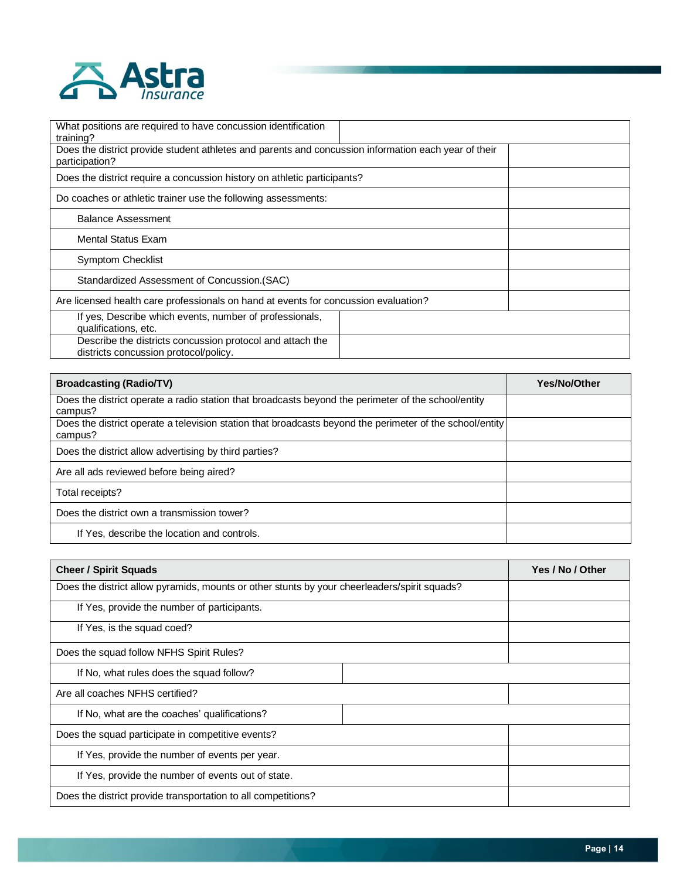| What positions are required to have concussion identification training? | |
|---|---|
| Does the district provide student athletes and parents and concussion information each year of their participation? | |
| Does the district require a concussion history on athletic participants? | |
| Do coaches or athletic trainer use the following assessments: | |
| Balance Assessment | |
| Mental Status Exam | |
| Symptom Checklist | |
| Standardized Assessment of Concussion.(SAC) | |
| Are licensed health care professionals on hand at events for concussion evaluation? | |
| If yes, Describe which events, number of professionals, qualifications, etc. | |
| Describe the districts concussion protocol and attach the districts concussion protocol/policy. | |

| Broadcasting (Radio/TV) | Yes/No/Other |
|---|---|
| Does the district operate a radio station that broadcasts beyond the perimeter of the school/entity campus? | |
| Does the district operate a television station that broadcasts beyond the perimeter of the school/entity campus? | |
| Does the district allow advertising by third parties? | |
| Are all ads reviewed before being aired? | |
| Total receipts? | |
| Does the district own a transmission tower? | |
| If Yes, describe the location and controls. | |

| Cheer / Spirit Squads | Yes / No / Other |
|---|---|
| Does the district allow pyramids, mounts or other stunts by your cheerleaders/spirit squads? | |
| If Yes, provide the number of participants. | |
| If Yes, is the squad coed? | |
| Does the squad follow NFHS Spirit Rules? | |
| If No, what rules does the squad follow? | |
| Are all coaches NFHS certified? | |
| If No, what are the coaches' qualifications? | |
| Does the squad participate in competitive events? | |
| If Yes, provide the number of events per year. | |
| If Yes, provide the number of events out of state. | |
| Does the district provide transportation to all competitions? | |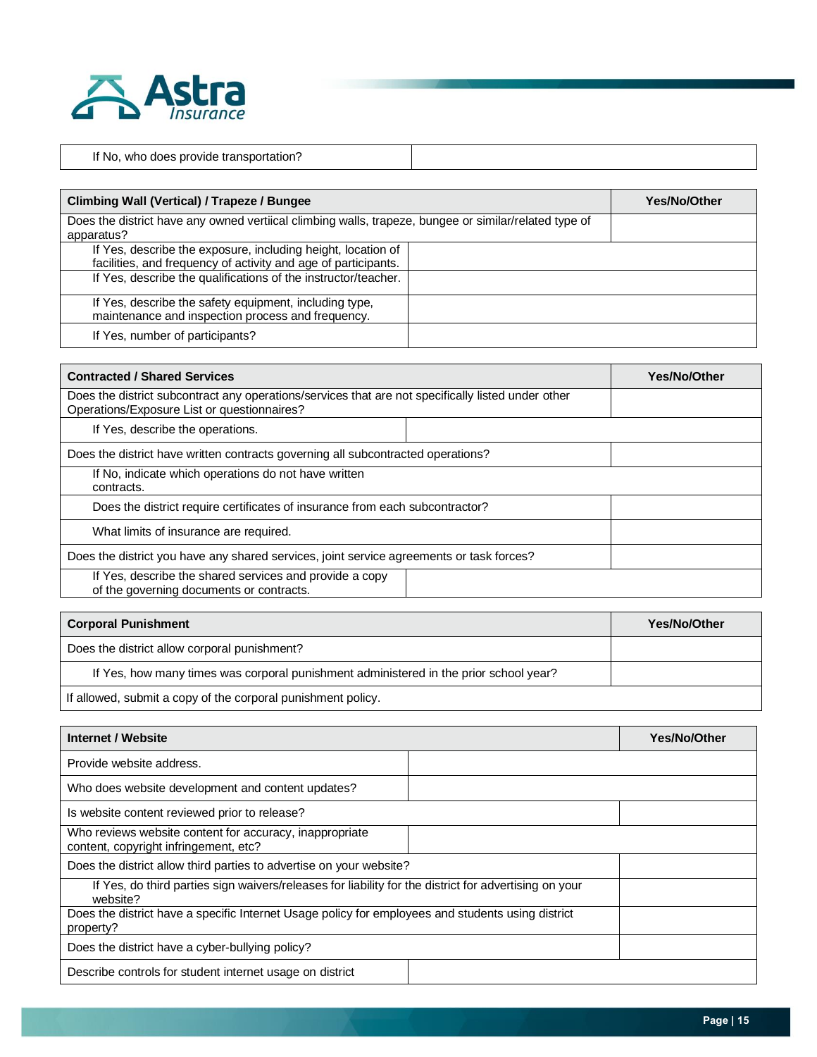| If No, who does provide transportation? | |
|---|---|

| Climbing Wall (Vertical) / Trapeze / Bungee | Yes/No/Other |
|---|---|
| Does the district have any owned vertiical climbing walls, trapeze, bungee or similar/related type of apparatus? | |
| If Yes, describe the exposure, including height, location of facilities, and frequency of activity and age of participants. | |
| If Yes, describe the qualifications of the instructor/teacher. | |
| If Yes, describe the safety equipment, including type, maintenance and inspection process and frequency. | |
| If Yes, number of participants? | |

| Contracted / Shared Services | Yes/No/Other |
|---|---|
| Does the district subcontract any operations/services that are not specifically listed under other Operations/Exposure List or questionnaires? | |
| If Yes, describe the operations. | |
| Does the district have written contracts governing all subcontracted operations? | |
| If No, indicate which operations do not have written contracts. | |
| Does the district require certificates of insurance from each subcontractor? | |
| What limits of insurance are required. | |
| Does the district you have any shared services, joint service agreements or task forces? | |
| If Yes, describe the shared services and provide a copy of the governing documents or contracts. | |

| Corporal Punishment | Yes/No/Other |
|---|---|
| Does the district allow corporal punishment? | |
| If Yes, how many times was corporal punishment administered in the prior school year? | |
| If allowed, submit a copy of the corporal punishment policy. | |

| Internet / Website | Yes/No/Other |
|---|---|
| Provide website address. | |
| Who does website development and content updates? | |
| Is website content reviewed prior to release? | |
| Who reviews website content for accuracy, inappropriate content, copyright infringement, etc? | |
| Does the district allow third parties to advertise on your website? | |
| If Yes, do third parties sign waivers/releases for liability for the district for advertising on your website? | |
| Does the district have a specific Internet Usage policy for employees and students using district property? | |
| Does the district have a cyber-bullying policy? | |
| Describe controls for student internet usage on district | |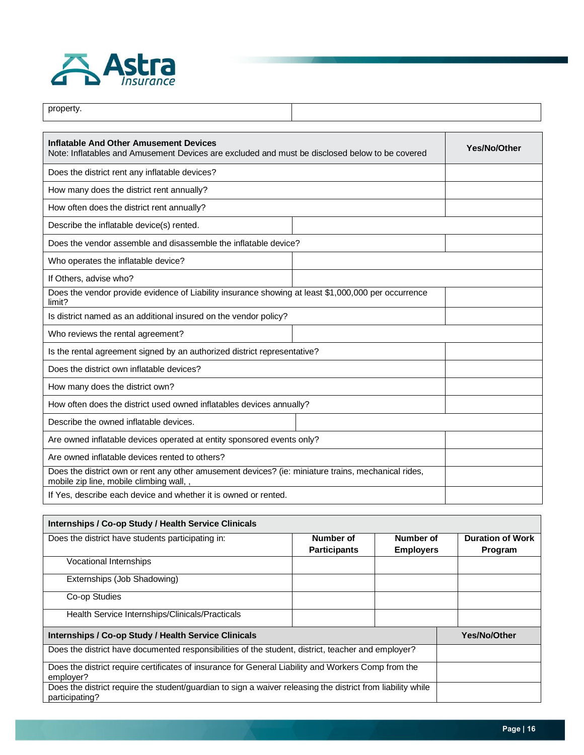| property. | |
|---|---|

| **Inflatable And Other Amusement Devices**<br>Note: Inflatables and Amusement Devices are excluded and must be disclosed below to be covered | **Yes/No/Other** |
|---|---|
| Does the district rent any inflatable devices? | |
| How many does the district rent annually? | |
| How often does the district rent annually? | |
| Describe the inflatable device(s) rented. | |
| Does the vendor assemble and disassemble the inflatable device? | |
| Who operates the inflatable device? | |
| If Others, advise who? | |
| Does the vendor provide evidence of Liability insurance showing at least $1,000,000 per occurrence limit? | |
| Is district named as an additional insured on the vendor policy? | |
| Who reviews the rental agreement? | |
| Is the rental agreement signed by an authorized district representative? | |
| Does the district own inflatable devices? | |
| How many does the district own? | |
| How often does the district used owned inflatables devices annually? | |
| Describe the owned inflatable devices. | |
| Are owned inflatable devices operated at entity sponsored events only? | |
| Are owned inflatable devices rented to others? | |
| Does the district own or rent any other amusement devices? (ie: miniature trains, mechanical rides, mobile zip line, mobile climbing wall, , | |
| If Yes, describe each device and whether it is owned or rented. | |

| **Internships / Co-op Study / Health Service Clinicals** | | | |
|---|---|---|---|
| Does the district have students participating in: | **Number of Participants** | **Number of Employers** | **Duration of Work Program** |
| Vocational Internships | | | |
| Externships (Job Shadowing) | | | |
| Co-op Studies | | | |
| Health Service Internships/Clinicals/Practicals | | | |

| **Internships / Co-op Study / Health Service Clinicals** | **Yes/No/Other** |
|---|---|
| Does the district have documented responsibilities of the student, district, teacher and employer? | |
| Does the district require certificates of insurance for General Liability and Workers Comp from the employer? | |
| Does the district require the student/guardian to sign a waiver releasing the district from liability while participating? | |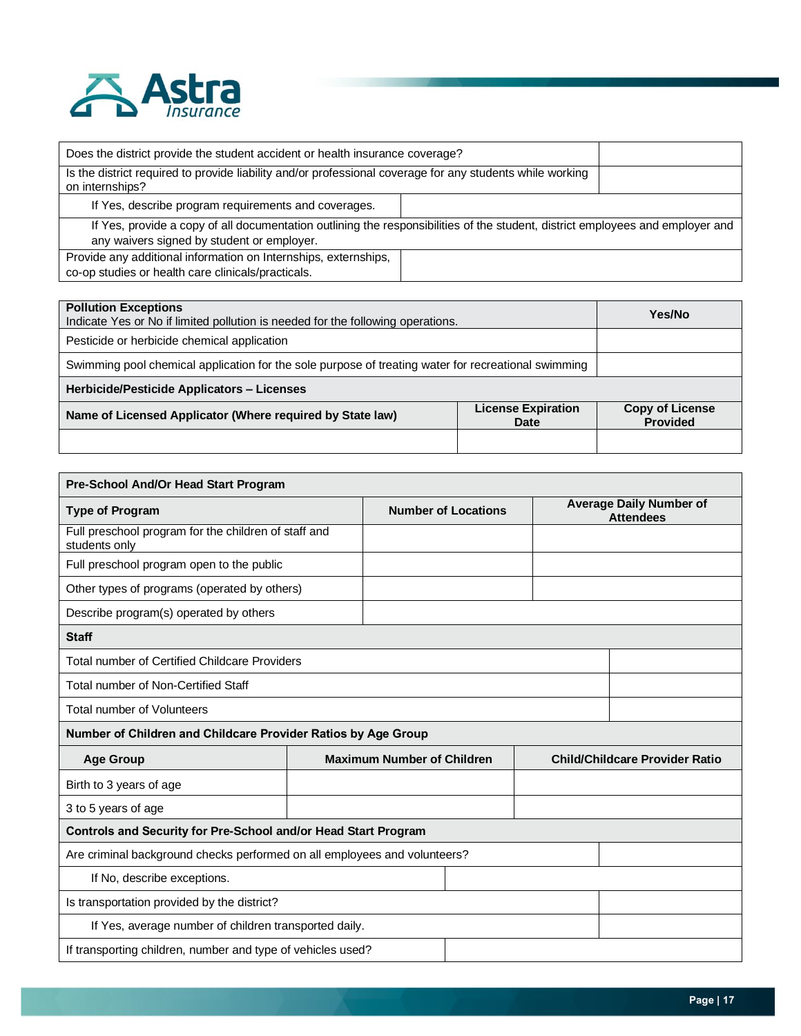| Does the district provide the student accident or health insurance coverage? | |
|---|---|
| Is the district required to provide liability and/or professional coverage for any students while working on internships? | |
| If Yes, describe program requirements and coverages. | |
| If Yes, provide a copy of all documentation outlining the responsibilities of the student, district employees and employer and any waivers signed by student or employer. | |
| Provide any additional information on Internships, externships, co-op studies or health care clinicals/practicals. | |

| **Pollution Exceptions** Indicate Yes or No if limited pollution is needed for the following operations. | | **Yes/No** |
|---|---|---|
| Pesticide or herbicide chemical application | | |
| Swimming pool chemical application for the sole purpose of treating water for recreational swimming | | |
| **Herbicide/Pesticide Applicators – Licenses** | | |
| **Name of Licensed Applicator (Where required by State law)** | **License Expiration Date** | **Copy of License Provided** |
| | | |

| **Pre-School And/Or Head Start Program** | | |
|---|---|---|
| **Type of Program** | **Number of Locations** | **Average Daily Number of Attendees** |
| Full preschool program for the children of staff and students only | | |
| Full preschool program open to the public | | |
| Other types of programs (operated by others) | | |
| Describe program(s) operated by others | | |
| **Staff** | | |
| Total number of Certified Childcare Providers | | |
| Total number of Non-Certified Staff | | |
| Total number of Volunteers | | |
| **Number of Children and Childcare Provider Ratios by Age Group** | | |
| **Age Group** | **Maximum Number of Children** | **Child/Childcare Provider Ratio** |
| Birth to 3 years of age | | |
| 3 to 5 years of age | | |
| **Controls and Security for Pre-School and/or Head Start Program** | | |
| Are criminal background checks performed on all employees and volunteers? | | |
| If No, describe exceptions. | | |
| Is transportation provided by the district? | | |
| If Yes, average number of children transported daily. | | |
| If transporting children, number and type of vehicles used? | | |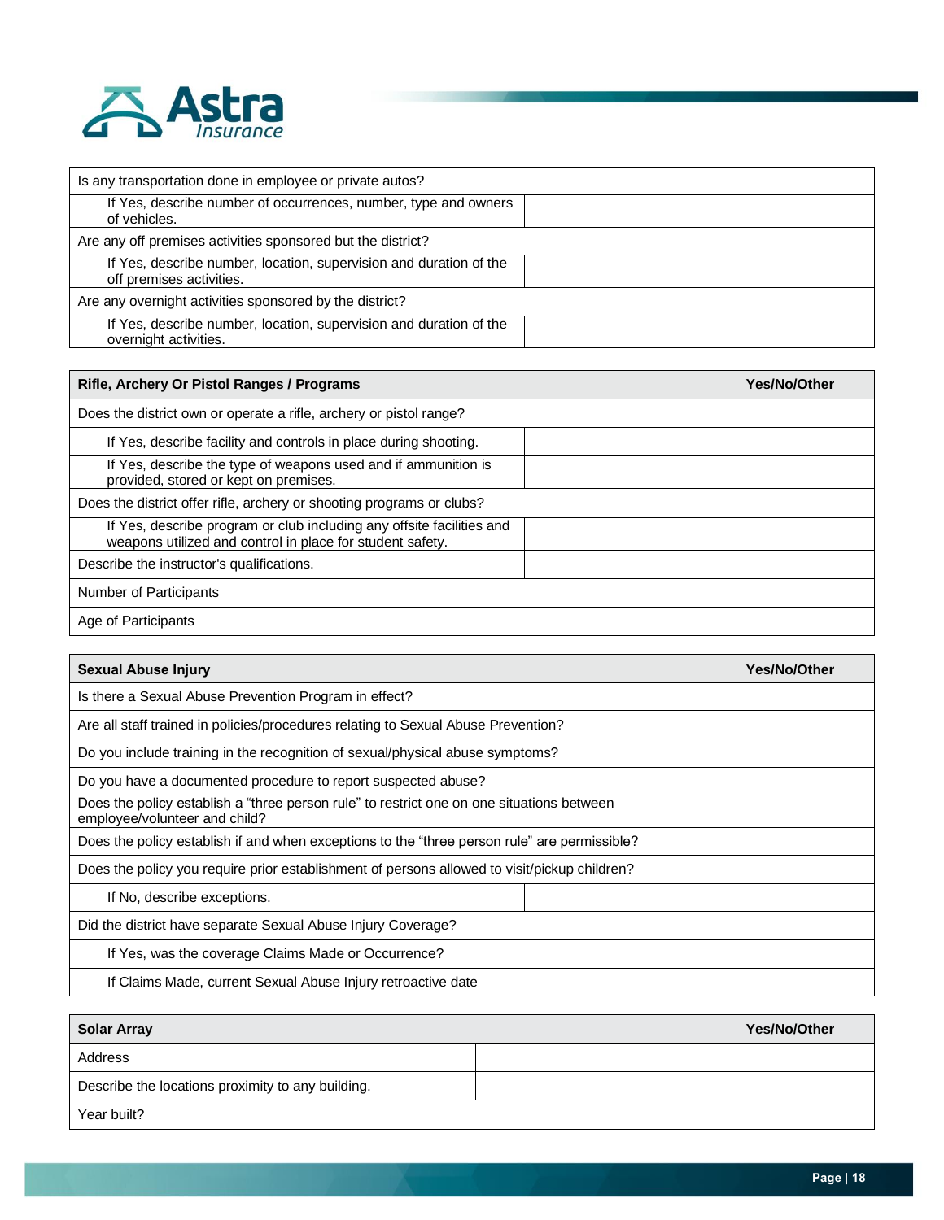| | |
|---|---|
| Is any transportation done in employee or private autos? | |
| If Yes, describe number of occurrences, number, type and owners of vehicles. | |
| Are any off premises activities sponsored but the district? | |
| If Yes, describe number, location, supervision and duration of the off premises activities. | |
| Are any overnight activities sponsored by the district? | |
| If Yes, describe number, location, supervision and duration of the overnight activities. | |

| Rifle, Archery Or Pistol Ranges / Programs | Yes/No/Other |
|---|---|
| Does the district own or operate a rifle, archery or pistol range? | |
| If Yes, describe facility and controls in place during shooting. | |
| If Yes, describe the type of weapons used and if ammunition is provided, stored or kept on premises. | |
| Does the district offer rifle, archery or shooting programs or clubs? | |
| If Yes, describe program or club including any offsite facilities and weapons utilized and control in place for student safety. | |
| Describe the instructor's qualifications. | |
| Number of Participants | |
| Age of Participants | |

| Sexual Abuse Injury | Yes/No/Other |
|---|---|
| Is there a Sexual Abuse Prevention Program in effect? | |
| Are all staff trained in policies/procedures relating to Sexual Abuse Prevention? | |
| Do you include training in the recognition of sexual/physical abuse symptoms? | |
| Do you have a documented procedure to report suspected abuse? | |
| Does the policy establish a "three person rule" to restrict one on one situations between employee/volunteer and child? | |
| Does the policy establish if and when exceptions to the "three person rule" are permissible? | |
| Does the policy you require prior establishment of persons allowed to visit/pickup children? | |
| If No, describe exceptions. | |
| Did the district have separate Sexual Abuse Injury Coverage? | |
| If Yes, was the coverage Claims Made or Occurrence? | |
| If Claims Made, current Sexual Abuse Injury retroactive date | |

| Solar Array | Yes/No/Other |
|---|---|
| Address | |
| Describe the locations proximity to any building. | |
| Year built? | |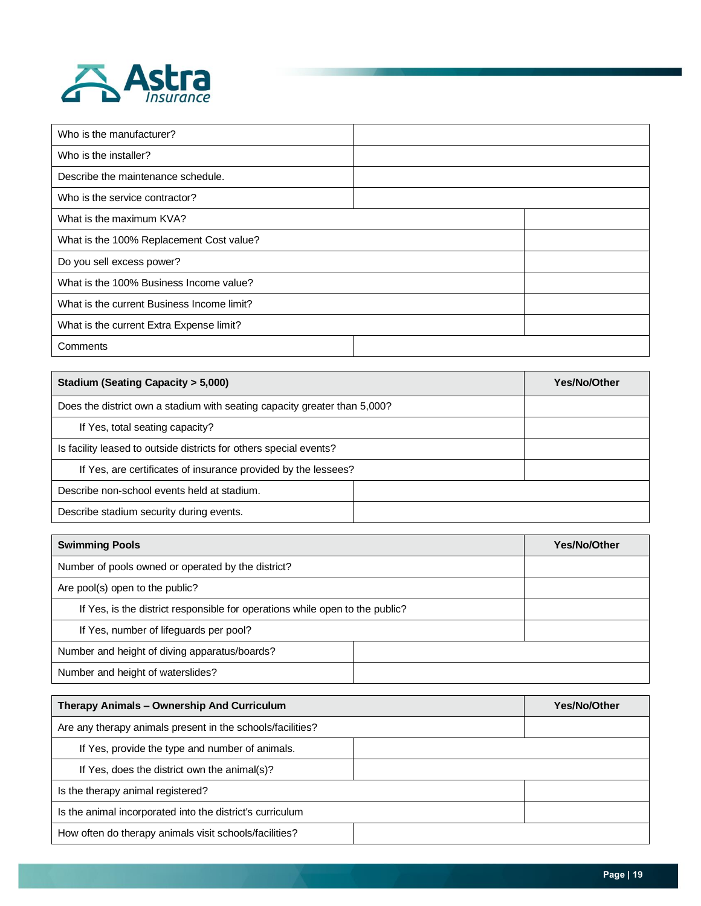| | |
|---|---|
| Who is the manufacturer? | |
| Who is the installer? | |
| Describe the maintenance schedule. | |
| Who is the service contractor? | |
| What is the maximum KVA? | |
| What is the 100% Replacement Cost value? | |
| Do you sell excess power? | |
| What is the 100% Business Income value? | |
| What is the current Business Income limit? | |
| What is the current Extra Expense limit? | |
| Comments | |

| **Stadium (Seating Capacity > 5,000)** | **Yes/No/Other** |
|---|---|
| Does the district own a stadium with seating capacity greater than 5,000? | |
| If Yes, total seating capacity? | |
| Is facility leased to outside districts for others special events? | |
| If Yes, are certificates of insurance provided by the lessees? | |
| Describe non-school events held at stadium. | |
| Describe stadium security during events. | |

| **Swimming Pools** | **Yes/No/Other** |
|---|---|
| Number of pools owned or operated by the district? | |
| Are pool(s) open to the public? | |
| If Yes, is the district responsible for operations while open to the public? | |
| If Yes, number of lifeguards per pool? | |
| Number and height of diving apparatus/boards? | |
| Number and height of waterslides? | |

| **Therapy Animals – Ownership And Curriculum** | **Yes/No/Other** |
|---|---|
| Are any therapy animals present in the schools/facilities? | |
| If Yes, provide the type and number of animals. | |
| If Yes, does the district own the animal(s)? | |
| Is the therapy animal registered? | |
| Is the animal incorporated into the district's curriculum | |
| How often do therapy animals visit schools/facilities? | |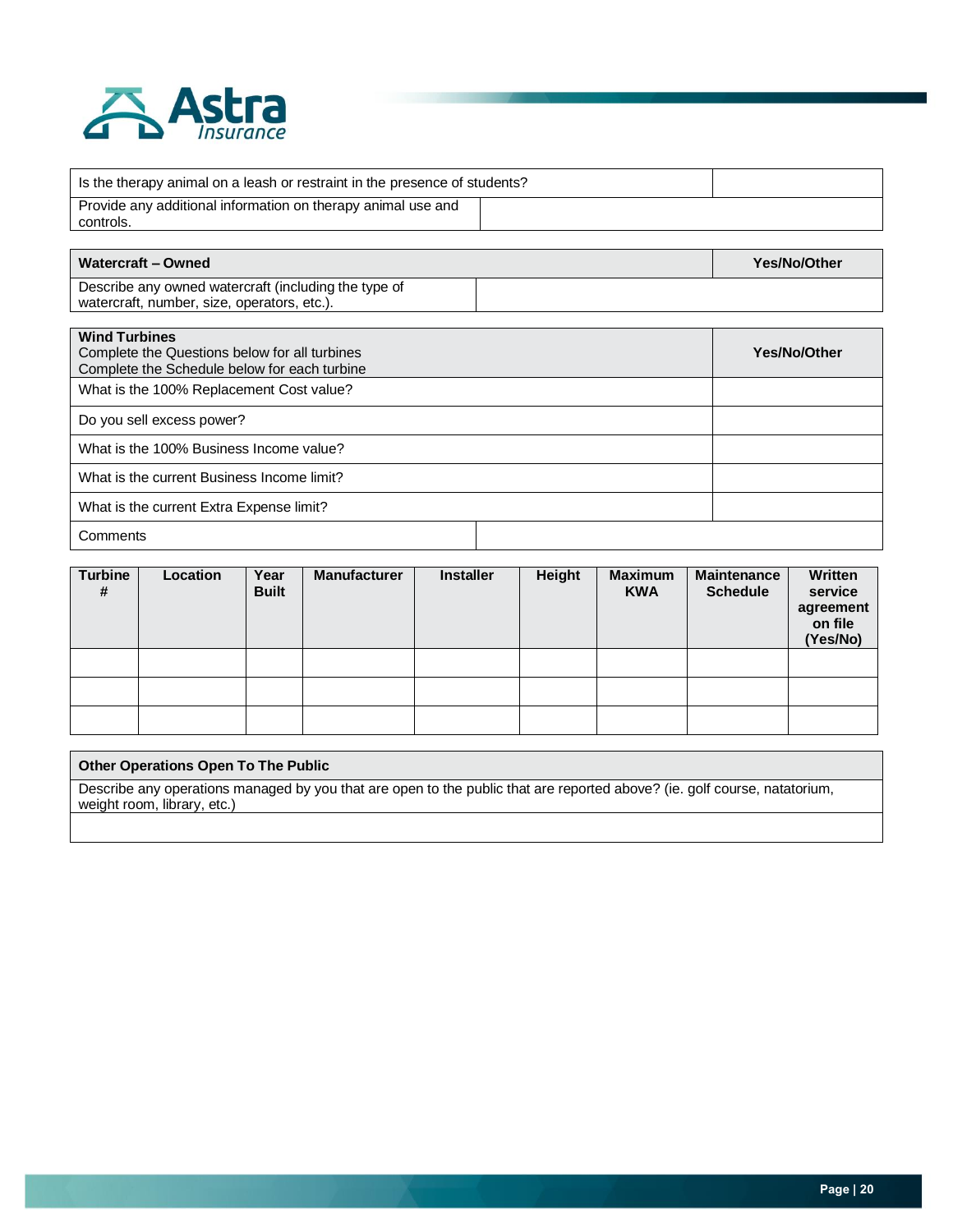| Is the therapy animal on a leash or restraint in the presence of students? | |
|---|---|
| Provide any additional information on therapy animal use and controls. | |

| **Watercraft – Owned** | **Yes/No/Other** |
|---|---|
| Describe any owned watercraft (including the type of watercraft, number, size, operators, etc.). | |

| **Wind Turbines**<br>Complete the Questions below for all turbines<br>Complete the Schedule below for each turbine | **Yes/No/Other** |
|---|---|
| What is the 100% Replacement Cost value? | |
| Do you sell excess power? | |
| What is the 100% Business Income value? | |
| What is the current Business Income limit? | |
| What is the current Extra Expense limit? | |
| Comments | |

| **Turbine #** | **Location** | **Year Built** | **Manufacturer** | **Installer** | **Height** | **Maximum KWA** | **Maintenance Schedule** | **Written service agreement on file (Yes/No)** |
|---|---|---|---|---|---|---|---|---|
| | | | | | | | | |
| | | | | | | | | |
| | | | | | | | | |

| **Other Operations Open To The Public** |
|---|
| Describe any operations managed by you that are open to the public that are reported above? (ie. golf course, natatorium, weight room, library, etc.) |
| |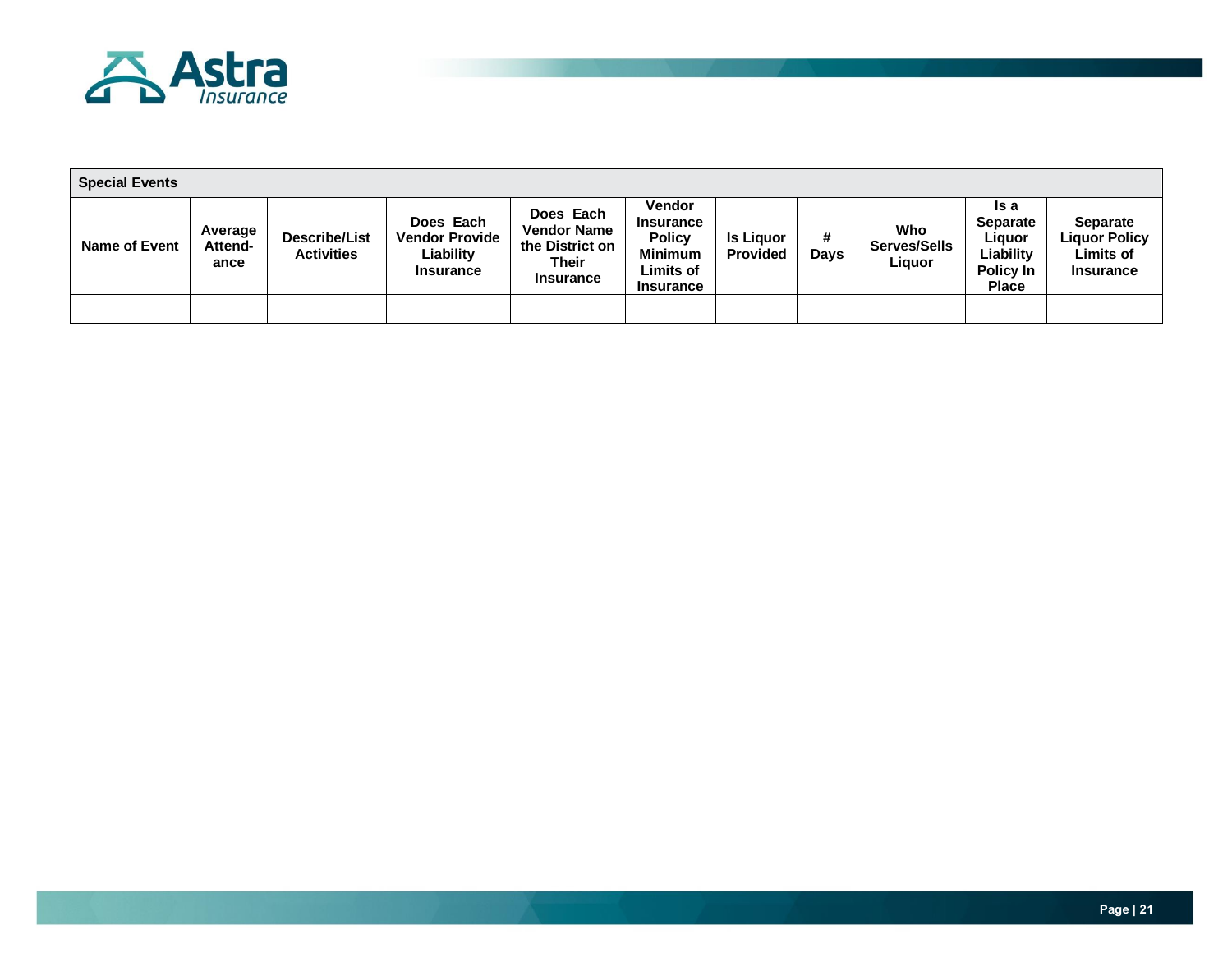| Special Events | | | | | | | | | | |
|---|---|---|---|---|---|---|---|---|---|---|
| Name of Event | Average Attend-ance | Describe/List Activities | Does Each Vendor Provide Liability Insurance | Does Each Vendor Name the District on Their Insurance | Vendor Insurance Policy Minimum Limits of Insurance | Is Liquor Provided | # Days | Who Serves/Sells Liquor | Is a Separate Liquor Liability Policy In Place | Separate Liquor Policy Limits of Insurance |
| | | | | | | | | | | |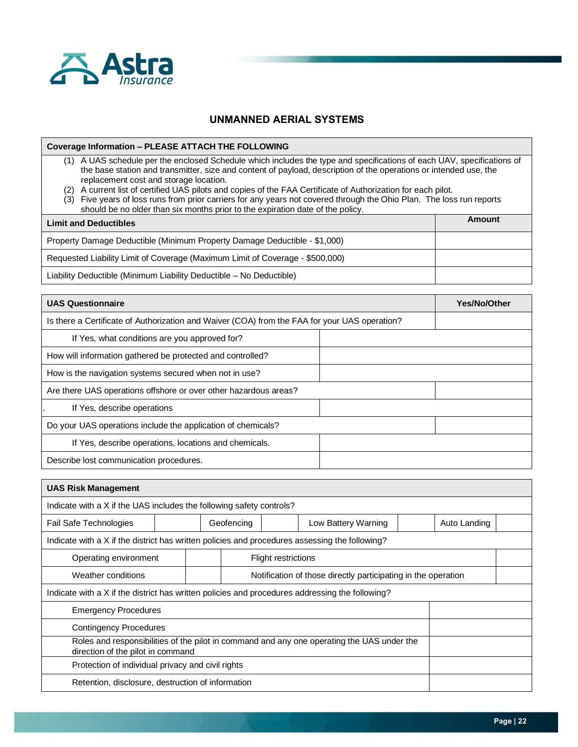## UNMANNED AERIAL SYSTEMS

| Coverage Information – PLEASE ATTACH THE FOLLOWING | |
|---|---|
| (1) A UAS schedule per the enclosed Schedule which includes the type and specifications of each UAV, specifications of the base station and transmitter, size and content of payload, description of the operations or intended use, the replacement cost and storage location.<br>(2) A current list of certified UAS pilots and copies of the FAA Certificate of Authorization for each pilot.<br>(3) Five years of loss runs from prior carriers for any years not covered through the Ohio Plan. The loss run reports should be no older than six months prior to the expiration date of the policy. | |
| **Limit and Deductibles** | **Amount** |
| Property Damage Deductible (Minimum Property Damage Deductible - $1,000) | |
| Requested Liability Limit of Coverage (Maximum Limit of Coverage - $500,000) | |
| Liability Deductible (Minimum Liability Deductible – No Deductible) | |

| UAS Questionnaire | Yes/No/Other |
|---|---|
| Is there a Certificate of Authorization and Waiver (COA) from the FAA for your UAS operation? | |
| If Yes, what conditions are you approved for? | |
| How will information gathered be protected and controlled? | |
| How is the navigation systems secured when not in use? | |
| Are there UAS operations offshore or over other hazardous areas? | |
| If Yes, describe operations | |
| Do your UAS operations include the application of chemicals? | |
| If Yes, describe operations, locations and chemicals. | |
| Describe lost communication procedures. | |

| UAS Risk Management | | | | | | | |
|---|---|---|---|---|---|---|---|
| Indicate with a X if the UAS includes the following safety controls? | | | | | | | |
| Fail Safe Technologies | | Geofencing | | Low Battery Warning | | Auto Landing | |
| Indicate with a X if the district has written policies and procedures assessing the following? | | | | | | | |
| Operating environment | | Flight restrictions | | | | | |
| Weather conditions | | Notification of those directly participating in the operation | | | | | |

| Indicate with a X if the district has written policies and procedures addressing the following? | |
|---|---|
| Emergency Procedures | |
| Contingency Procedures | |
| Roles and responsibilities of the pilot in command and any one operating the UAS under the direction of the pilot in command | |
| Protection of individual privacy and civil rights | |
| Retention, disclosure, destruction of information | |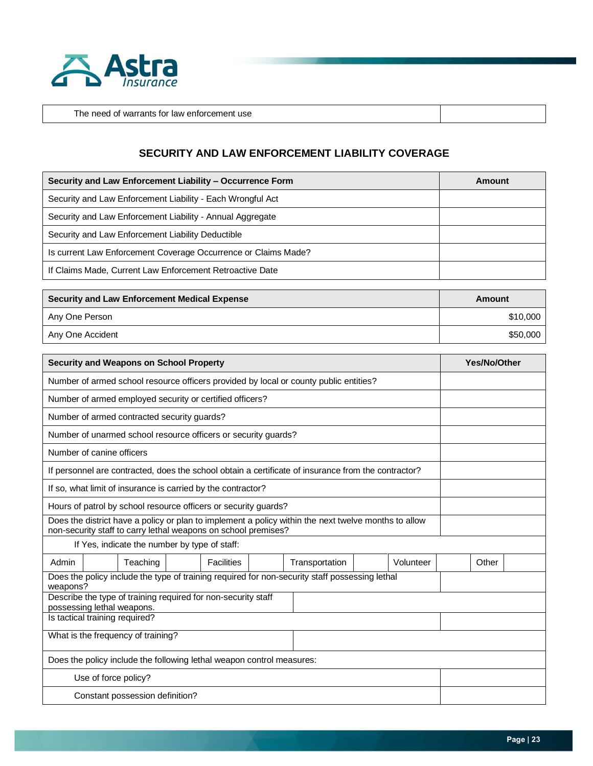| The need of warrants for law enforcement use | |
|---|---|

## SECURITY AND LAW ENFORCEMENT LIABILITY COVERAGE

| Security and Law Enforcement Liability – Occurrence Form | Amount |
|---|---|
| Security and Law Enforcement Liability - Each Wrongful Act | |
| Security and Law Enforcement Liability - Annual Aggregate | |
| Security and Law Enforcement Liability Deductible | |
| Is current Law Enforcement Coverage Occurrence or Claims Made? | |
| If Claims Made, Current Law Enforcement Retroactive Date | |

| Security and Law Enforcement Medical Expense | Amount |
|---|---|
| Any One Person | $10,000 |
| Any One Accident | $50,000 |

| Security and Weapons on School Property | | | | | | | | | | | Yes/No/Other |
|---|---|---|---|---|---|---|---|---|---|---|---|
| Number of armed school resource officers provided by local or county public entities? | | | | | | | | | | | |
| Number of armed employed security or certified officers? | | | | | | | | | | | |
| Number of armed contracted security guards? | | | | | | | | | | | |
| Number of unarmed school resource officers or security guards? | | | | | | | | | | | |
| Number of canine officers | | | | | | | | | | | |
| If personnel are contracted, does the school obtain a certificate of insurance from the contractor? | | | | | | | | | | | |
| If so, what limit of insurance is carried by the contractor? | | | | | | | | | | | |
| Hours of patrol by school resource officers or security guards? | | | | | | | | | | | |
| Does the district have a policy or plan to implement a policy within the next twelve months to allow non-security staff to carry lethal weapons on school premises? | | | | | | | | | | | |
| If Yes, indicate the number by type of staff: | | | | | | | | | | | |
| Admin | | Teaching | | Facilities | | Transportation | | Volunteer | | Other | |
| Does the policy include the type of training required for non-security staff possessing lethal weapons? | | | | | | | | | | | |
| Describe the type of training required for non-security staff possessing lethal weapons. | | | | | | | | | | | |
| Is tactical training required? | | | | | | | | | | | |
| What is the frequency of training? | | | | | | | | | | | |
| Does the policy include the following lethal weapon control measures: | | | | | | | | | | | |
| Use of force policy? | | | | | | | | | | | |
| Constant possession definition? | | | | | | | | | | | |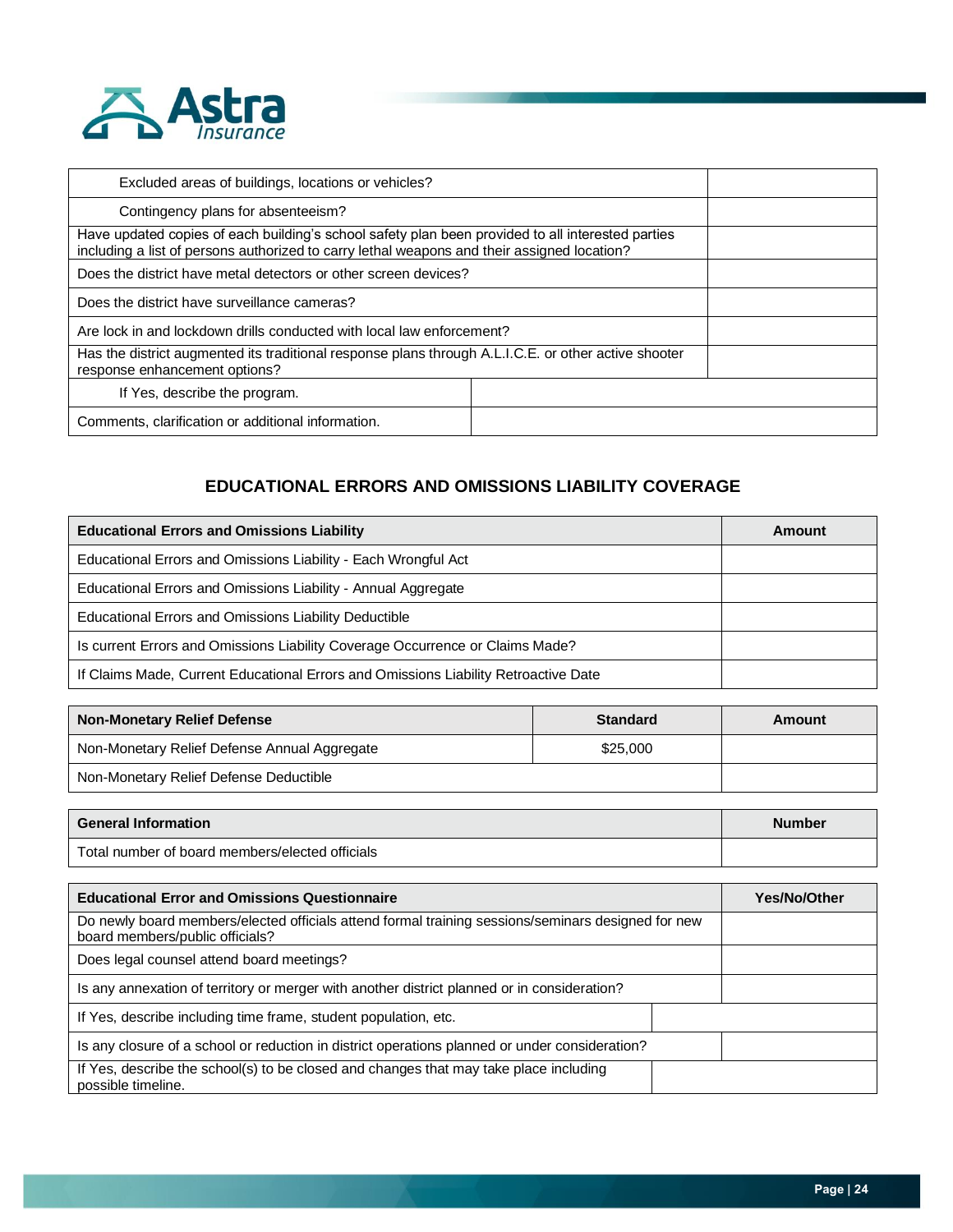| | |
|---|---|
| Excluded areas of buildings, locations or vehicles? | |
| Contingency plans for absenteeism? | |
| Have updated copies of each building's school safety plan been provided to all interested parties including a list of persons authorized to carry lethal weapons and their assigned location? | |
| Does the district have metal detectors or other screen devices? | |
| Does the district have surveillance cameras? | |
| Are lock in and lockdown drills conducted with local law enforcement? | |
| Has the district augmented its traditional response plans through A.L.I.C.E. or other active shooter response enhancement options? | |
| If Yes, describe the program. | |
| Comments, clarification or additional information. | |

## EDUCATIONAL ERRORS AND OMISSIONS LIABILITY COVERAGE

| Educational Errors and Omissions Liability | Amount |
|---|---|
| Educational Errors and Omissions Liability - Each Wrongful Act | |
| Educational Errors and Omissions Liability - Annual Aggregate | |
| Educational Errors and Omissions Liability Deductible | |
| Is current Errors and Omissions Liability Coverage Occurrence or Claims Made? | |
| If Claims Made, Current Educational Errors and Omissions Liability Retroactive Date | |

| Non-Monetary Relief Defense | Standard | Amount |
|---|---|---|
| Non-Monetary Relief Defense Annual Aggregate | $25,000 | |
| Non-Monetary Relief Defense Deductible | | |

| General Information | Number |
|---|---|
| Total number of board members/elected officials | |

| Educational Error and Omissions Questionnaire | Yes/No/Other |
|---|---|
| Do newly board members/elected officials attend formal training sessions/seminars designed for new board members/public officials? | |
| Does legal counsel attend board meetings? | |
| Is any annexation of territory or merger with another district planned or in consideration? | |
| If Yes, describe including time frame, student population, etc. | |
| Is any closure of a school or reduction in district operations planned or under consideration? | |
| If Yes, describe the school(s) to be closed and changes that may take place including possible timeline. | |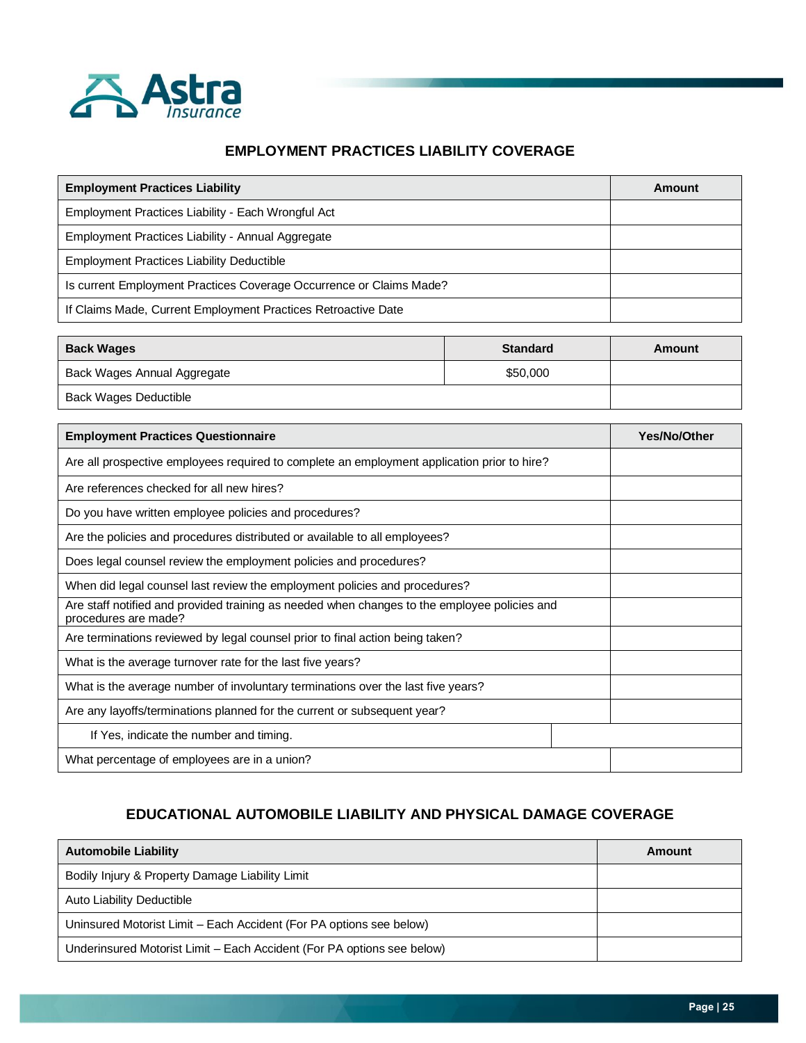## EMPLOYMENT PRACTICES LIABILITY COVERAGE

| Employment Practices Liability | Amount |
| --- | --- |
| Employment Practices Liability - Each Wrongful Act | |
| Employment Practices Liability - Annual Aggregate | |
| Employment Practices Liability Deductible | |
| Is current Employment Practices Coverage Occurrence or Claims Made? | |
| If Claims Made, Current Employment Practices Retroactive Date | |

| Back Wages | Standard | Amount |
| --- | --- | --- |
| Back Wages Annual Aggregate | $50,000 | |
| Back Wages Deductible | | |

| Employment Practices Questionnaire | Yes/No/Other |
| --- | --- |
| Are all prospective employees required to complete an employment application prior to hire? | |
| Are references checked for all new hires? | |
| Do you have written employee policies and procedures? | |
| Are the policies and procedures distributed or available to all employees? | |
| Does legal counsel review the employment policies and procedures? | |
| When did legal counsel last review the employment policies and procedures? | |
| Are staff notified and provided training as needed when changes to the employee policies and procedures are made? | |
| Are terminations reviewed by legal counsel prior to final action being taken? | |
| What is the average turnover rate for the last five years? | |
| What is the average number of involuntary terminations over the last five years? | |
| Are any layoffs/terminations planned for the current or subsequent year? | |
| If Yes, indicate the number and timing. | |
| What percentage of employees are in a union? | |

## EDUCATIONAL AUTOMOBILE LIABILITY AND PHYSICAL DAMAGE COVERAGE

| Automobile Liability | Amount |
| --- | --- |
| Bodily Injury & Property Damage Liability Limit | |
| Auto Liability Deductible | |
| Uninsured Motorist Limit – Each Accident (For PA options see below) | |
| Underinsured Motorist Limit – Each Accident (For PA options see below) | |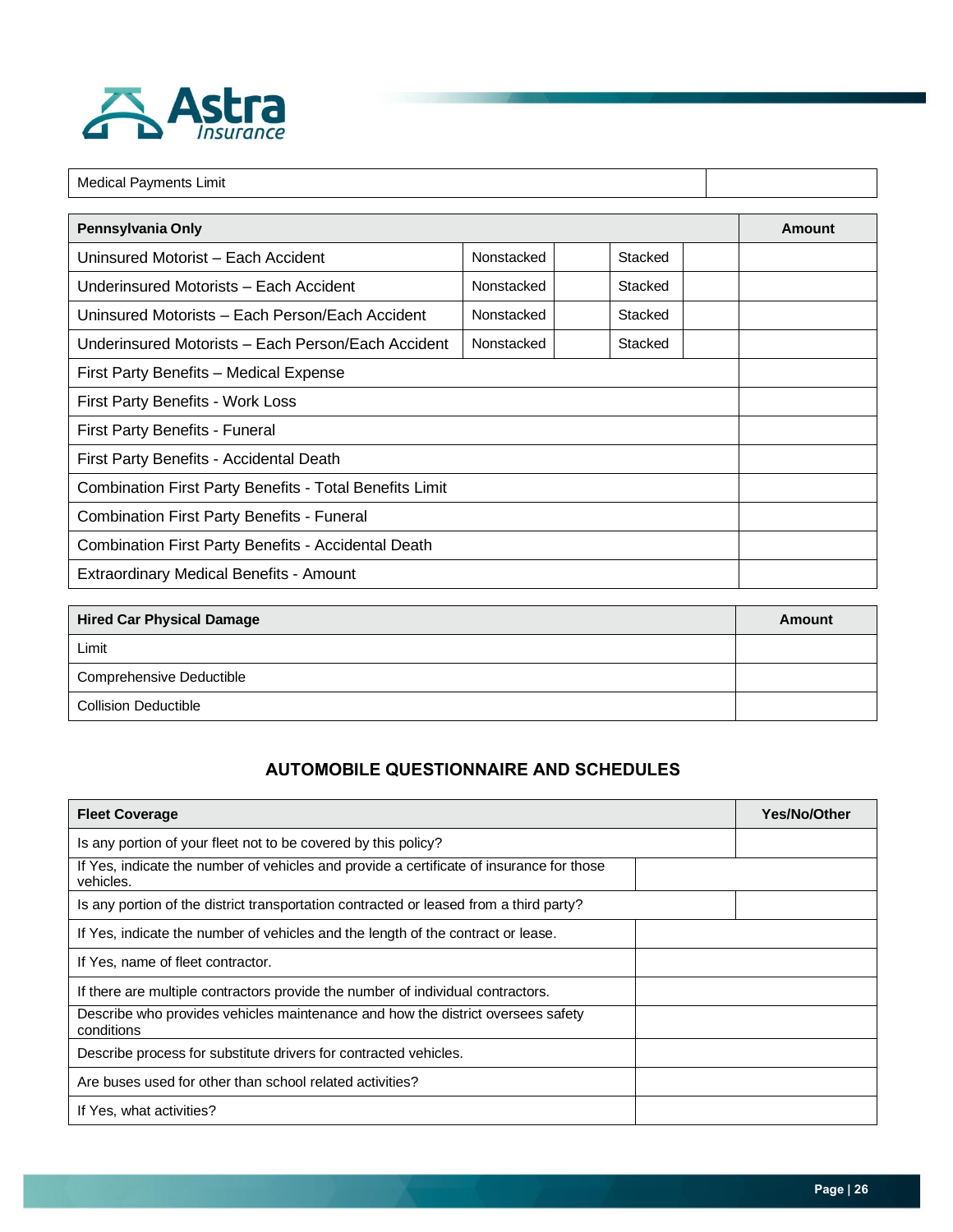| Medical Payments Limit | |
|---|---|

| Pennsylvania Only | | | | | Amount |
|---|---|---|---|---|---|
| Uninsured Motorist – Each Accident | Nonstacked | | Stacked | | |
| Underinsured Motorists – Each Accident | Nonstacked | | Stacked | | |
| Uninsured Motorists – Each Person/Each Accident | Nonstacked | | Stacked | | |
| Underinsured Motorists – Each Person/Each Accident | Nonstacked | | Stacked | | |
| First Party Benefits – Medical Expense | | | | | |
| First Party Benefits - Work Loss | | | | | |
| First Party Benefits - Funeral | | | | | |
| First Party Benefits - Accidental Death | | | | | |
| Combination First Party Benefits - Total Benefits Limit | | | | | |
| Combination First Party Benefits - Funeral | | | | | |
| Combination First Party Benefits - Accidental Death | | | | | |
| Extraordinary Medical Benefits - Amount | | | | | |

| Hired Car Physical Damage | Amount |
|---|---|
| Limit | |
| Comprehensive Deductible | |
| Collision Deductible | |

## AUTOMOBILE QUESTIONNAIRE AND SCHEDULES

| Fleet Coverage | Yes/No/Other |
|---|---|
| Is any portion of your fleet not to be covered by this policy? | |
| If Yes, indicate the number of vehicles and provide a certificate of insurance for those vehicles. | |
| Is any portion of the district transportation contracted or leased from a third party? | |
| If Yes, indicate the number of vehicles and the length of the contract or lease. | |
| If Yes, name of fleet contractor. | |
| If there are multiple contractors provide the number of individual contractors. | |
| Describe who provides vehicles maintenance and how the district oversees safety conditions | |
| Describe process for substitute drivers for contracted vehicles. | |
| Are buses used for other than school related activities? | |
| If Yes, what activities? | |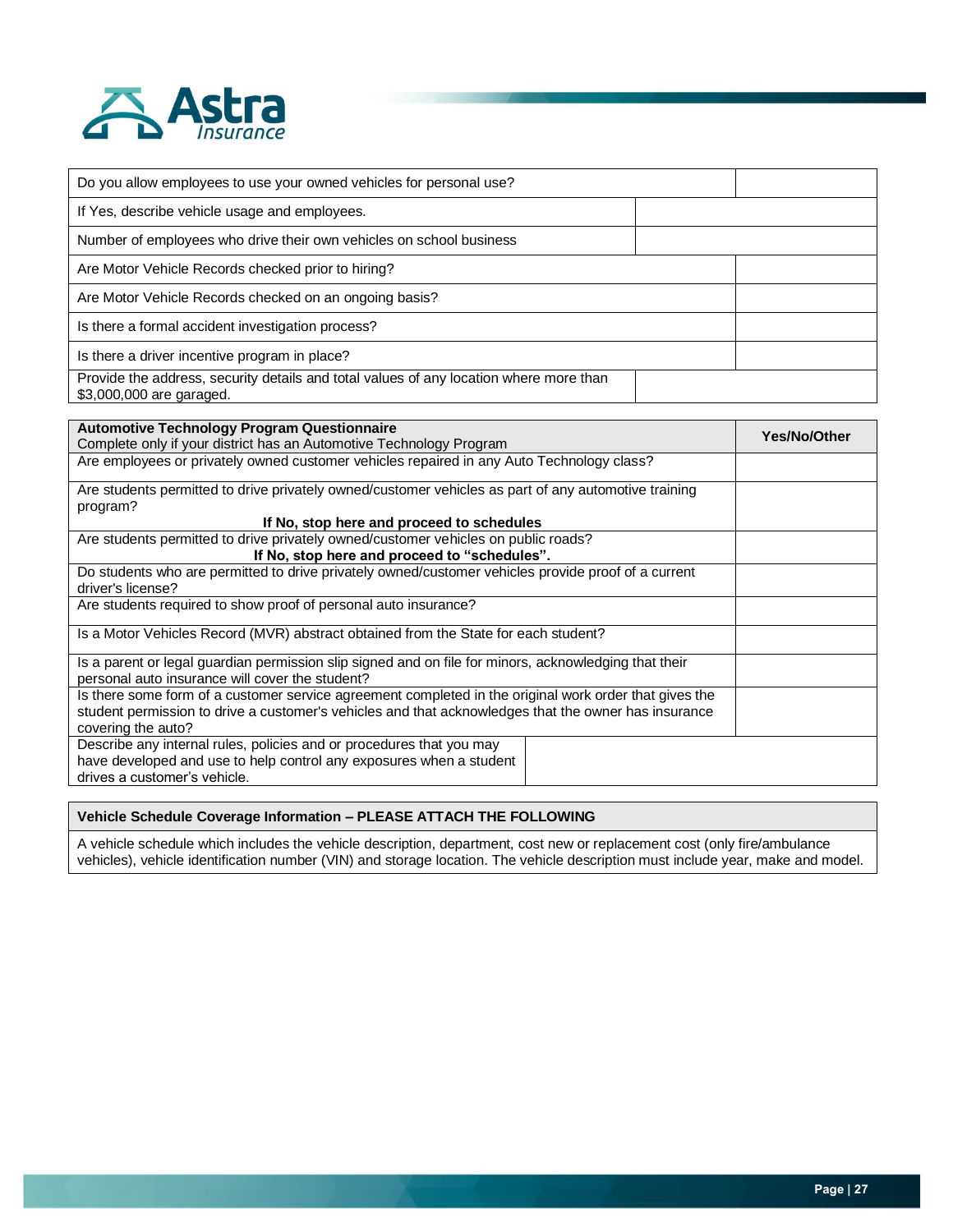| Question | |
|---|---|
| Do you allow employees to use your owned vehicles for personal use? | |
| If Yes, describe vehicle usage and employees. | |
| Number of employees who drive their own vehicles on school business | |
| Are Motor Vehicle Records checked prior to hiring? | |
| Are Motor Vehicle Records checked on an ongoing basis? | |
| Is there a formal accident investigation process? | |
| Is there a driver incentive program in place? | |
| Provide the address, security details and total values of any location where more than $3,000,000 are garaged. | |

| **Automotive Technology Program Questionnaire**<br>Complete only if your district has an Automotive Technology Program | **Yes/No/Other** |
|---|---|
| Are employees or privately owned customer vehicles repaired in any Auto Technology class? | |
| Are students permitted to drive privately owned/customer vehicles as part of any automotive training program?<br>**If No, stop here and proceed to schedules** | |
| Are students permitted to drive privately owned/customer vehicles on public roads?<br>**If No, stop here and proceed to "schedules".** | |
| Do students who are permitted to drive privately owned/customer vehicles provide proof of a current driver's license? | |
| Are students required to show proof of personal auto insurance? | |
| Is a Motor Vehicles Record (MVR) abstract obtained from the State for each student? | |
| Is a parent or legal guardian permission slip signed and on file for minors, acknowledging that their personal auto insurance will cover the student? | |
| Is there some form of a customer service agreement completed in the original work order that gives the student permission to drive a customer's vehicles and that acknowledges that the owner has insurance covering the auto? | |
| Describe any internal rules, policies and or procedures that you may have developed and use to help control any exposures when a student drives a customer's vehicle. | |

| **Vehicle Schedule Coverage Information – PLEASE ATTACH THE FOLLOWING** |
|---|
| A vehicle schedule which includes the vehicle description, department, cost new or replacement cost (only fire/ambulance vehicles), vehicle identification number (VIN) and storage location. The vehicle description must include year, make and model. |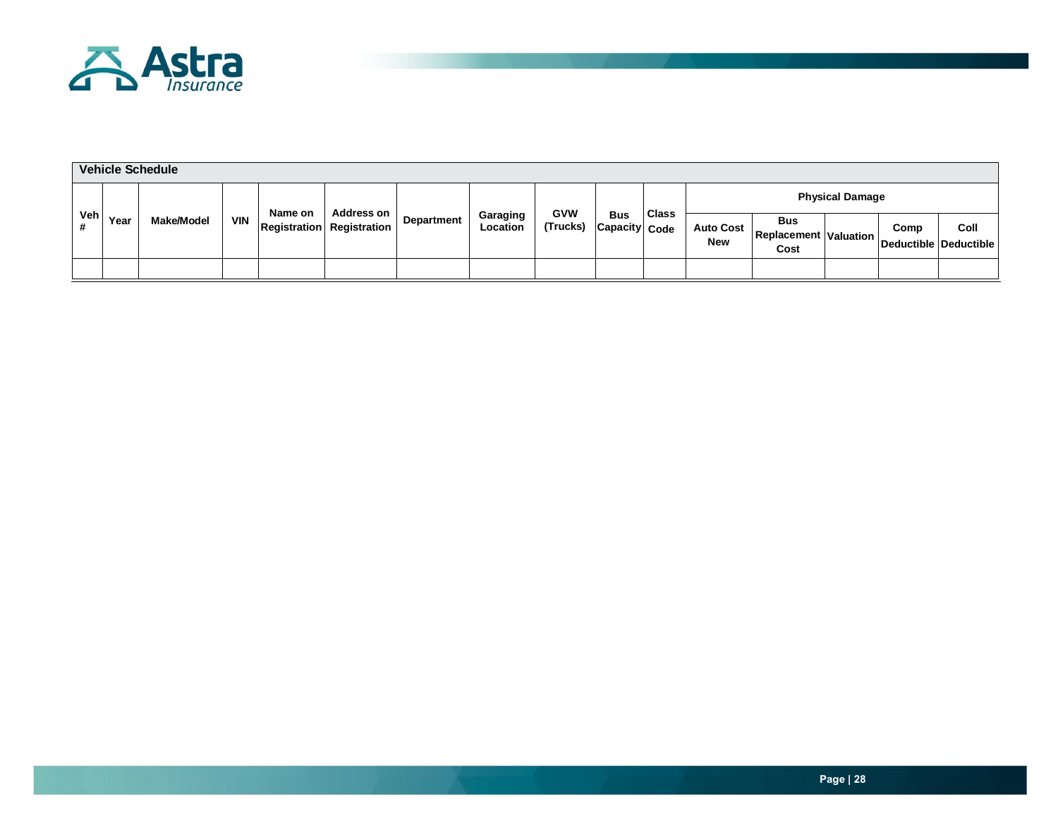## Vehicle Schedule

| Veh # | Year | Make/Model | VIN | Name on Registration | Address on Registration | Department | Garaging Location | GVW (Trucks) | Bus Capacity | Class Code | Physical Damage | | | | |
|---|---|---|---|---|---|---|---|---|---|---|---|---|---|---|---|
| | | | | | | | | | | | Auto Cost New | Bus Replacement Cost | Valuation | Comp Deductible | Coll Deductible |
| | | | | | | | | | | | | | | | |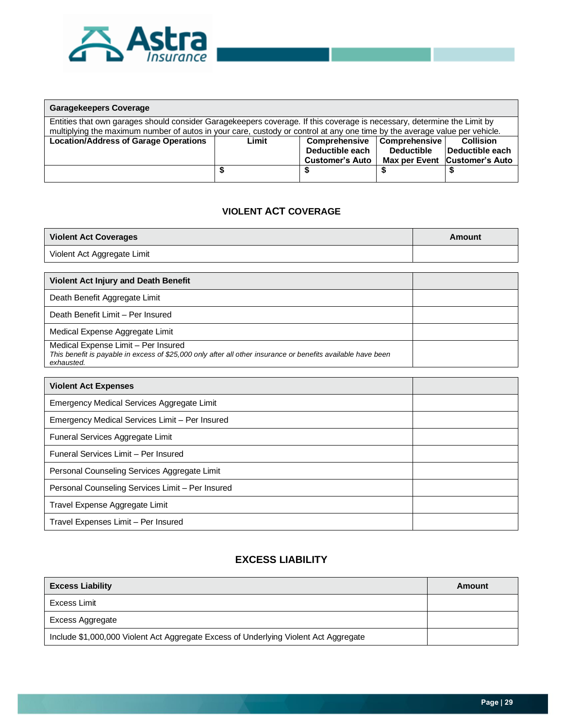| Garagekeepers Coverage | | | | |
|---|---|---|---|---|
| Entities that own garages should consider Garagekeepers coverage. If this coverage is necessary, determine the Limit by multiplying the maximum number of autos in your care, custody or control at any one time by the average value per vehicle. | | | | |
| **Location/Address of Garage Operations** | **Limit** | **Comprehensive Deductible each Customer's Auto** | **Comprehensive Deductible Max per Event** | **Collision Deductible each Customer's Auto** |
| | $ | $ | $ | $ |

## VIOLENT ACT COVERAGE

| Violent Act Coverages | Amount |
|---|---|
| Violent Act Aggregate Limit | |

| Violent Act Injury and Death Benefit | |
|---|---|
| Death Benefit Aggregate Limit | |
| Death Benefit Limit – Per Insured | |
| Medical Expense Aggregate Limit | |
| Medical Expense Limit – Per Insured<br>*This benefit is payable in excess of $25,000 only after all other insurance or benefits available have been exhausted.* | |

| Violent Act Expenses | |
|---|---|
| Emergency Medical Services Aggregate Limit | |
| Emergency Medical Services Limit – Per Insured | |
| Funeral Services Aggregate Limit | |
| Funeral Services Limit – Per Insured | |
| Personal Counseling Services Aggregate Limit | |
| Personal Counseling Services Limit – Per Insured | |
| Travel Expense Aggregate Limit | |
| Travel Expenses Limit – Per Insured | |

## EXCESS LIABILITY

| Excess Liability | Amount |
|---|---|
| Excess Limit | |
| Excess Aggregate | |
| Include $1,000,000 Violent Act Aggregate Excess of Underlying Violent Act Aggregate | |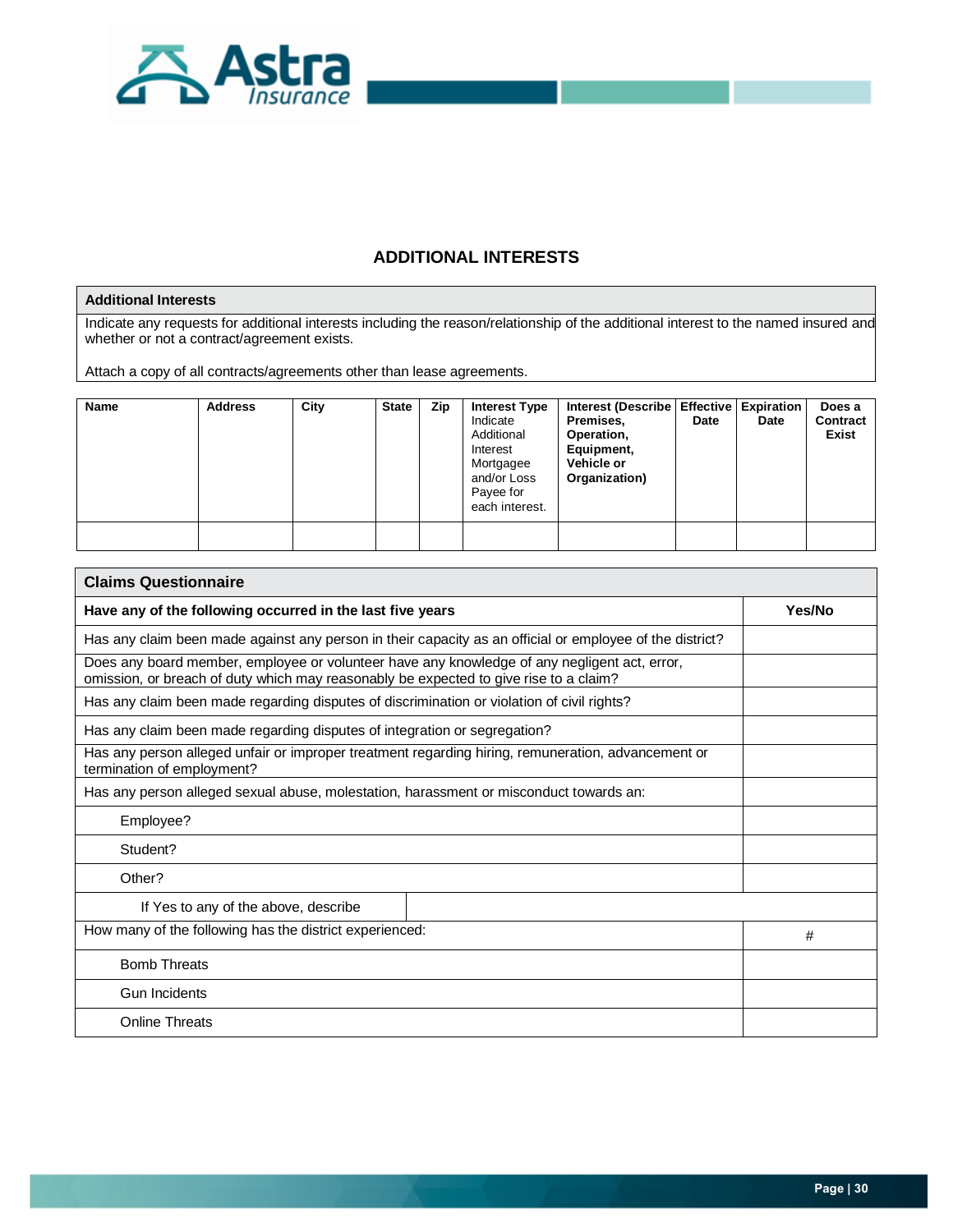## ADDITIONAL INTERESTS

| Additional Interests |
| --- |
| Indicate any requests for additional interests including the reason/relationship of the additional interest to the named insured and whether or not a contract/agreement exists.<br><br>Attach a copy of all contracts/agreements other than lease agreements. |

| Name | Address | City | State | Zip | Interest Type Indicate Additional Interest Mortgagee and/or Loss Payee for each interest. | Interest (Describe Premises, Operation, Equipment, Vehicle or Organization) | Effective Date | Expiration Date | Does a Contract Exist |
| --- | --- | --- | --- | --- | --- | --- | --- | --- | --- |
| | | | | | | | | | |

| Claims Questionnaire | |
| --- | --- |
| **Have any of the following occurred in the last five years** | **Yes/No** |
| Has any claim been made against any person in their capacity as an official or employee of the district? | |
| Does any board member, employee or volunteer have any knowledge of any negligent act, error, omission, or breach of duty which may reasonably be expected to give rise to a claim? | |
| Has any claim been made regarding disputes of discrimination or violation of civil rights? | |
| Has any claim been made regarding disputes of integration or segregation? | |
| Has any person alleged unfair or improper treatment regarding hiring, remuneration, advancement or termination of employment? | |
| Has any person alleged sexual abuse, molestation, harassment or misconduct towards an: | |
| Employee? | |
| Student? | |
| Other? | |
| If Yes to any of the above, describe | |
| How many of the following has the district experienced: | # |
| Bomb Threats | |
| Gun Incidents | |
| Online Threats | |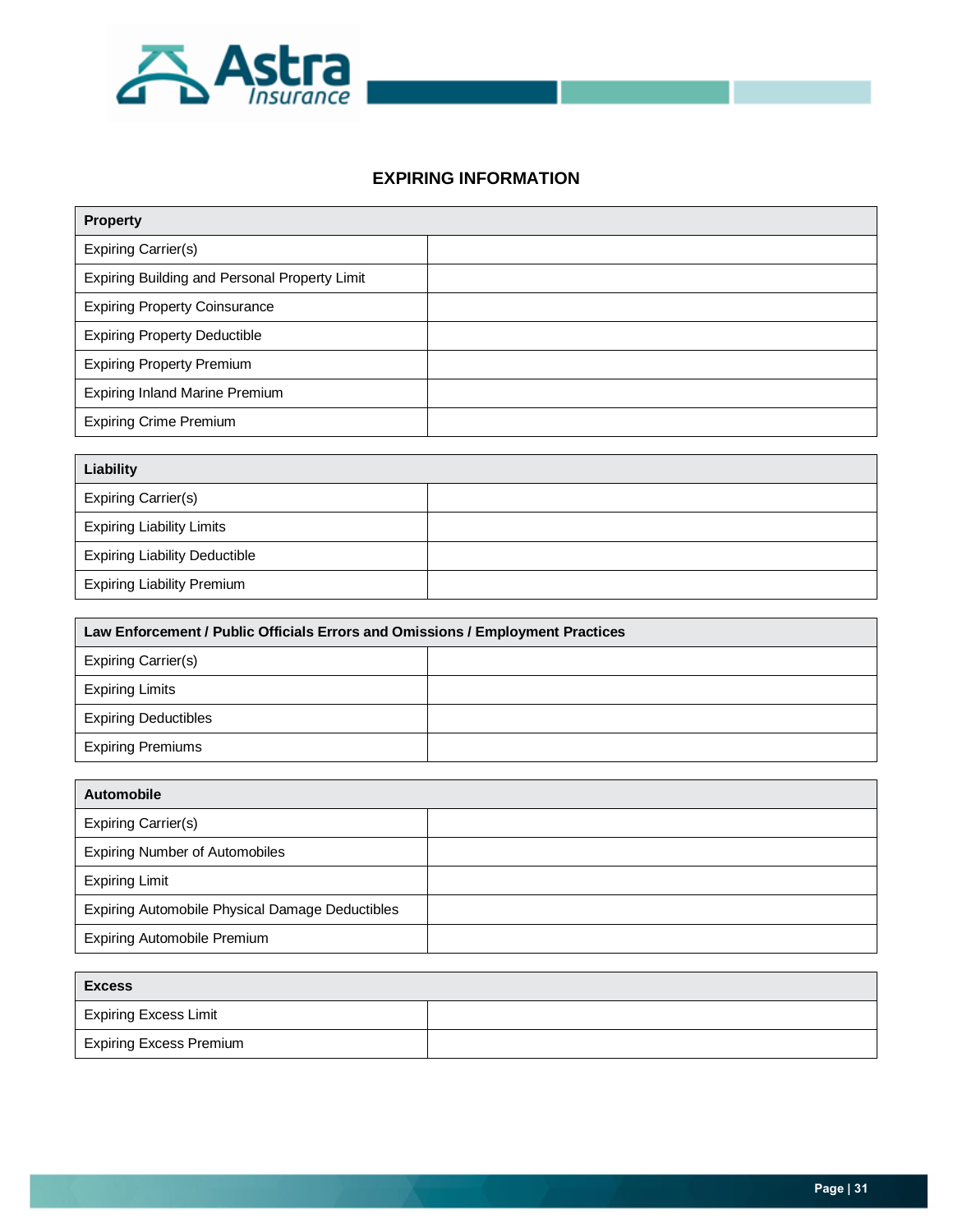## EXPIRING INFORMATION

| Property | |
|---|---|
| Expiring Carrier(s) | |
| Expiring Building and Personal Property Limit | |
| Expiring Property Coinsurance | |
| Expiring Property Deductible | |
| Expiring Property Premium | |
| Expiring Inland Marine Premium | |
| Expiring Crime Premium | |

| Liability | |
|---|---|
| Expiring Carrier(s) | |
| Expiring Liability Limits | |
| Expiring Liability Deductible | |
| Expiring Liability Premium | |

| Law Enforcement / Public Officials Errors and Omissions / Employment Practices | |
|---|---|
| Expiring Carrier(s) | |
| Expiring Limits | |
| Expiring Deductibles | |
| Expiring Premiums | |

| Automobile | |
|---|---|
| Expiring Carrier(s) | |
| Expiring Number of Automobiles | |
| Expiring Limit | |
| Expiring Automobile Physical Damage Deductibles | |
| Expiring Automobile Premium | |

| Excess | |
|---|---|
| Expiring Excess Limit | |
| Expiring Excess Premium | |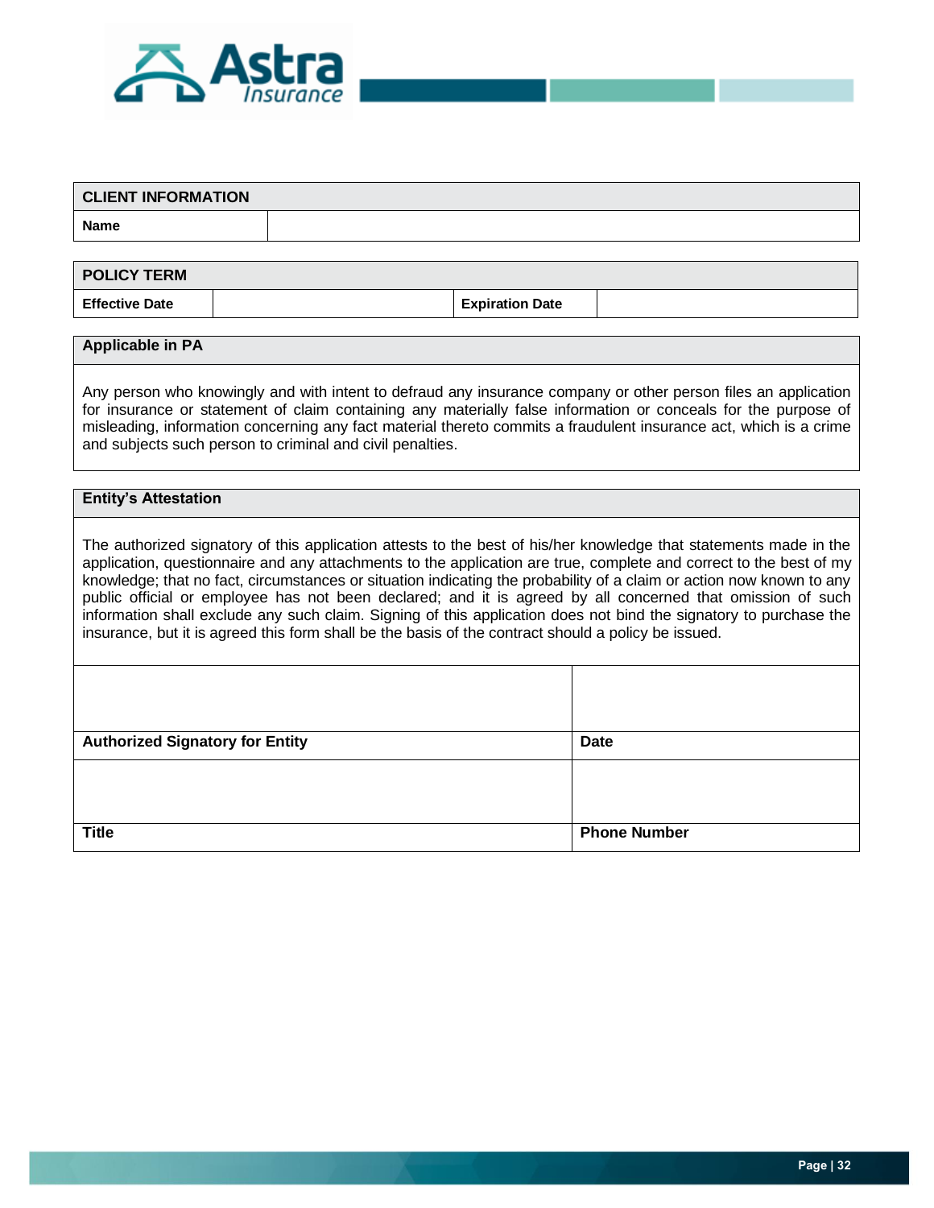| CLIENT INFORMATION | |
|---|---|
| **Name** | |

| POLICY TERM | | | |
|---|---|---|---|
| **Effective Date** | | **Expiration Date** | |

### Applicable in PA

Any person who knowingly and with intent to defraud any insurance company or other person files an application for insurance or statement of claim containing any materially false information or conceals for the purpose of misleading, information concerning any fact material thereto commits a fraudulent insurance act, which is a crime and subjects such person to criminal and civil penalties.

### Entity's Attestation

The authorized signatory of this application attests to the best of his/her knowledge that statements made in the application, questionnaire and any attachments to the application are true, complete and correct to the best of my knowledge; that no fact, circumstances or situation indicating the probability of a claim or action now known to any public official or employee has not been declared; and it is agreed by all concerned that omission of such information shall exclude any such claim. Signing of this application does not bind the signatory to purchase the insurance, but it is agreed this form shall be the basis of the contract should a policy be issued.

| | |
|---|---|
| | |
| **Authorized Signatory for Entity** | **Date** |
| | |
| **Title** | **Phone Number** |